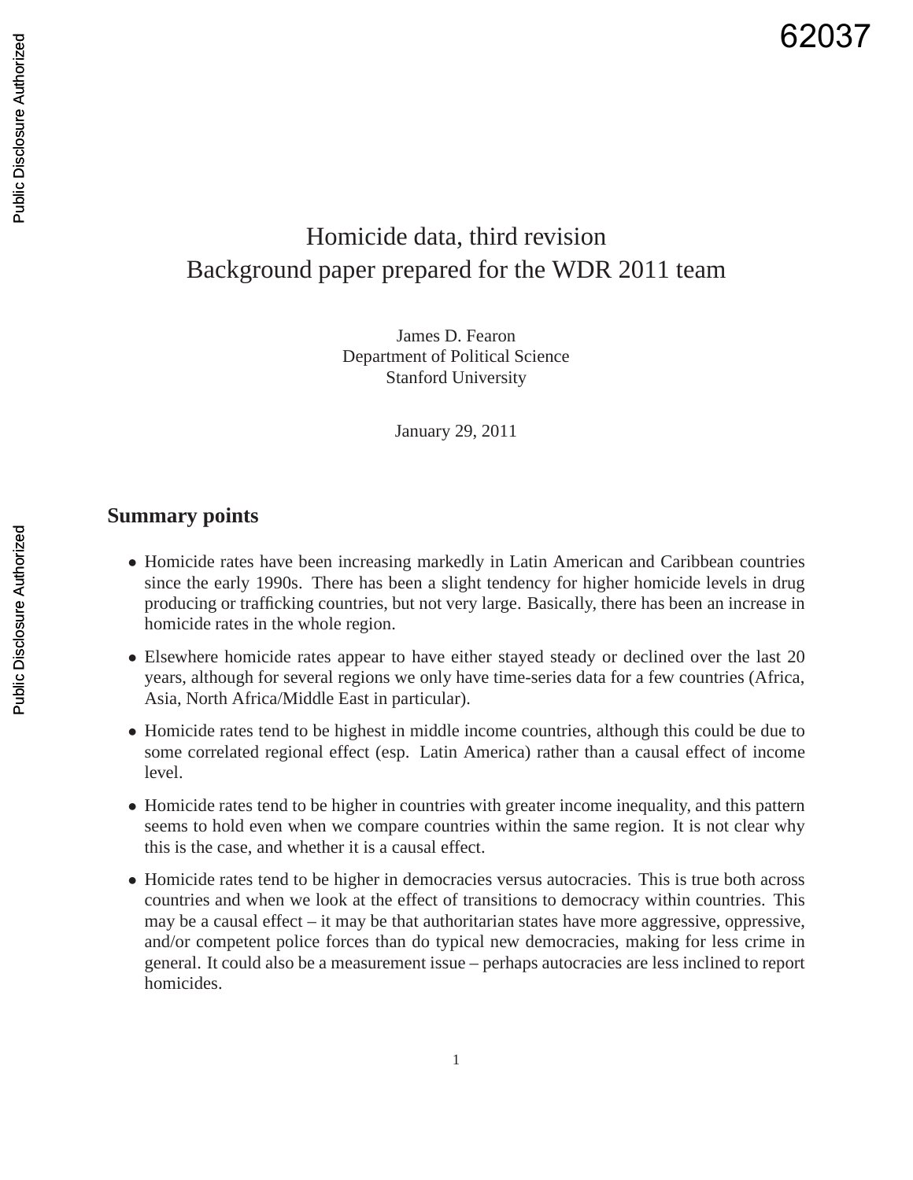# Homicide data, third revision
## Background paper prepared for the WDR 2011 team

James D. Fearon
Department of Political Science
Stanford University

January 29, 2011

## Summary points

- Homicide rates have been increasing markedly in Latin American and Caribbean countries since the early 1990s. There has been a slight tendency for higher homicide levels in drug producing or trafficking countries, but not very large. Basically, there has been an increase in homicide rates in the whole region.
- Elsewhere homicide rates appear to have either stayed steady or declined over the last 20 years, although for several regions we only have time-series data for a few countries (Africa, Asia, North Africa/Middle East in particular).
- Homicide rates tend to be highest in middle income countries, although this could be due to some correlated regional effect (esp. Latin America) rather than a causal effect of income level.
- Homicide rates tend to be higher in countries with greater income inequality, and this pattern seems to hold even when we compare countries within the same region. It is not clear why this is the case, and whether it is a causal effect.
- Homicide rates tend to be higher in democracies versus autocracies. This is true both across countries and when we look at the effect of transitions to democracy within countries. This may be a causal effect – it may be that authoritarian states have more aggressive, oppressive, and/or competent police forces than do typical new democracies, making for less crime in general. It could also be a measurement issue – perhaps autocracies are less inclined to report homicides.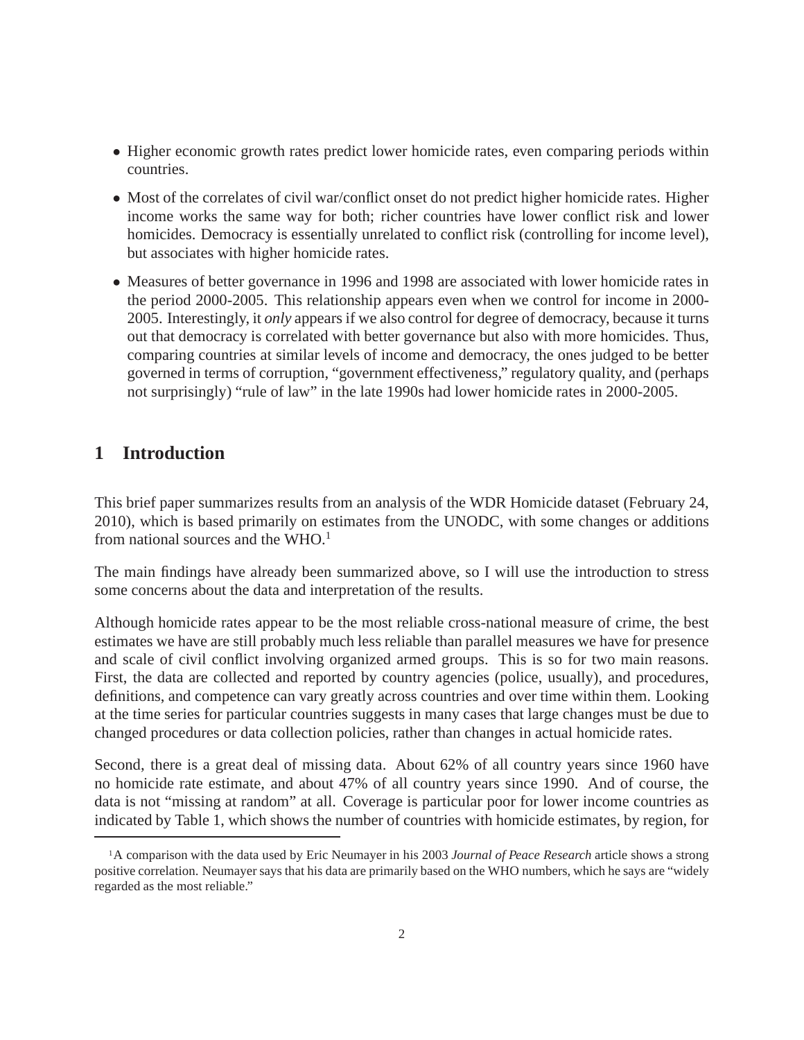- Higher economic growth rates predict lower homicide rates, even comparing periods within countries.
- Most of the correlates of civil war/conflict onset do not predict higher homicide rates. Higher income works the same way for both; richer countries have lower conflict risk and lower homicides. Democracy is essentially unrelated to conflict risk (controlling for income level), but associates with higher homicide rates.
- Measures of better governance in 1996 and 1998 are associated with lower homicide rates in the period 2000-2005. This relationship appears even when we control for income in 2000-2005. Interestingly, it *only* appears if we also control for degree of democracy, because it turns out that democracy is correlated with better governance but also with more homicides. Thus, comparing countries at similar levels of income and democracy, the ones judged to be better governed in terms of corruption, "government effectiveness," regulatory quality, and (perhaps not surprisingly) "rule of law" in the late 1990s had lower homicide rates in 2000-2005.

# 1 Introduction

This brief paper summarizes results from an analysis of the WDR Homicide dataset (February 24, 2010), which is based primarily on estimates from the UNODC, with some changes or additions from national sources and the WHO.[1]

The main findings have already been summarized above, so I will use the introduction to stress some concerns about the data and interpretation of the results.

Although homicide rates appear to be the most reliable cross-national measure of crime, the best estimates we have are still probably much less reliable than parallel measures we have for presence and scale of civil conflict involving organized armed groups. This is so for two main reasons. First, the data are collected and reported by country agencies (police, usually), and procedures, definitions, and competence can vary greatly across countries and over time within them. Looking at the time series for particular countries suggests in many cases that large changes must be due to changed procedures or data collection policies, rather than changes in actual homicide rates.

Second, there is a great deal of missing data. About 62% of all country years since 1960 have no homicide rate estimate, and about 47% of all country years since 1990. And of course, the data is not "missing at random" at all. Coverage is particular poor for lower income countries as indicated by Table 1, which shows the number of countries with homicide estimates, by region, for

[1] A comparison with the data used by Eric Neumayer in his 2003 *Journal of Peace Research* article shows a strong positive correlation. Neumayer says that his data are primarily based on the WHO numbers, which he says are "widely regarded as the most reliable."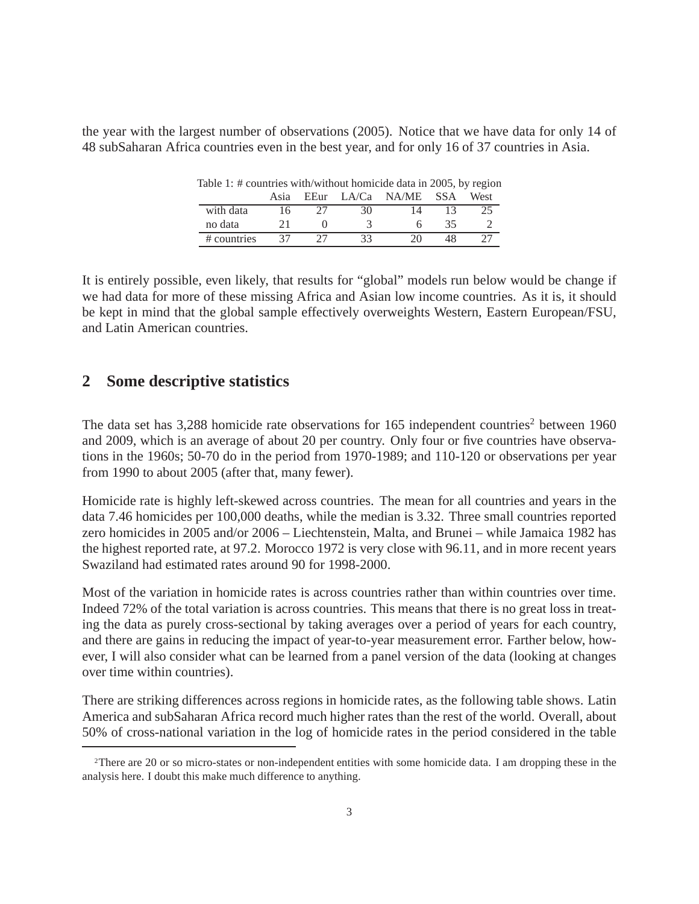the year with the largest number of observations (2005). Notice that we have data for only 14 of 48 subSaharan Africa countries even in the best year, and for only 16 of 37 countries in Asia.

Table 1: # countries with/without homicide data in 2005, by region

| | Asia | EEur | LA/Ca | NA/ME | SSA | West |
|---|---|---|---|---|---|---|
| with data | 16 | 27 | 30 | 14 | 13 | 25 |
| no data | 21 | 0 | 3 | 6 | 35 | 2 |
| # countries | 37 | 27 | 33 | 20 | 48 | 27 |

It is entirely possible, even likely, that results for "global" models run below would be change if we had data for more of these missing Africa and Asian low income countries. As it is, it should be kept in mind that the global sample effectively overweights Western, Eastern European/FSU, and Latin American countries.

## 2 Some descriptive statistics

The data set has 3,288 homicide rate observations for 165 independent countries[2] between 1960 and 2009, which is an average of about 20 per country. Only four or five countries have observations in the 1960s; 50-70 do in the period from 1970-1989; and 110-120 or observations per year from 1990 to about 2005 (after that, many fewer).

Homicide rate is highly left-skewed across countries. The mean for all countries and years in the data 7.46 homicides per 100,000 deaths, while the median is 3.32. Three small countries reported zero homicides in 2005 and/or 2006 – Liechtenstein, Malta, and Brunei – while Jamaica 1982 has the highest reported rate, at 97.2. Morocco 1972 is very close with 96.11, and in more recent years Swaziland had estimated rates around 90 for 1998-2000.

Most of the variation in homicide rates is across countries rather than within countries over time. Indeed 72% of the total variation is across countries. This means that there is no great loss in treating the data as purely cross-sectional by taking averages over a period of years for each country, and there are gains in reducing the impact of year-to-year measurement error. Farther below, however, I will also consider what can be learned from a panel version of the data (looking at changes over time within countries).

There are striking differences across regions in homicide rates, as the following table shows. Latin America and subSaharan Africa record much higher rates than the rest of the world. Overall, about 50% of cross-national variation in the log of homicide rates in the period considered in the table

[2]There are 20 or so micro-states or non-independent entities with some homicide data. I am dropping these in the analysis here. I doubt this make much difference to anything.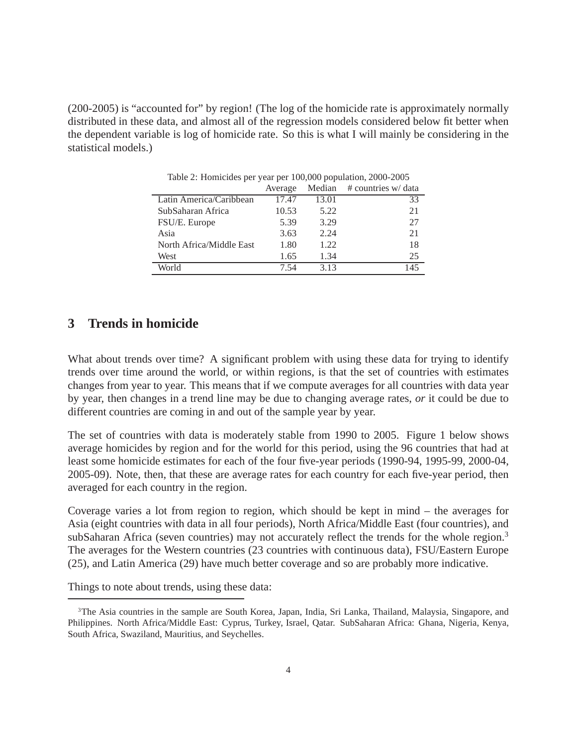(200-2005) is "accounted for" by region! (The log of the homicide rate is approximately normally distributed in these data, and almost all of the regression models considered below fit better when the dependent variable is log of homicide rate. So this is what I will mainly be considering in the statistical models.)

Table 2: Homicides per year per 100,000 population, 2000-2005

| | Average | Median | # countries w/ data |
|---|---|---|---|
| Latin America/Caribbean | 17.47 | 13.01 | 33 |
| SubSaharan Africa | 10.53 | 5.22 | 21 |
| FSU/E. Europe | 5.39 | 3.29 | 27 |
| Asia | 3.63 | 2.24 | 21 |
| North Africa/Middle East | 1.80 | 1.22 | 18 |
| West | 1.65 | 1.34 | 25 |
| World | 7.54 | 3.13 | 145 |

## 3 Trends in homicide

What about trends over time? A significant problem with using these data for trying to identify trends over time around the world, or within regions, is that the set of countries with estimates changes from year to year. This means that if we compute averages for all countries with data year by year, then changes in a trend line may be due to changing average rates, *or* it could be due to different countries are coming in and out of the sample year by year.

The set of countries with data is moderately stable from 1990 to 2005. Figure 1 below shows average homicides by region and for the world for this period, using the 96 countries that had at least some homicide estimates for each of the four five-year periods (1990-94, 1995-99, 2000-04, 2005-09). Note, then, that these are average rates for each country for each five-year period, then averaged for each country in the region.

Coverage varies a lot from region to region, which should be kept in mind – the averages for Asia (eight countries with data in all four periods), North Africa/Middle East (four countries), and subSaharan Africa (seven countries) may not accurately reflect the trends for the whole region.[3] The averages for the Western countries (23 countries with continuous data), FSU/Eastern Europe (25), and Latin America (29) have much better coverage and so are probably more indicative.

Things to note about trends, using these data:

[3] The Asia countries in the sample are South Korea, Japan, India, Sri Lanka, Thailand, Malaysia, Singapore, and Philippines. North Africa/Middle East: Cyprus, Turkey, Israel, Qatar. SubSaharan Africa: Ghana, Nigeria, Kenya, South Africa, Swaziland, Mauritius, and Seychelles.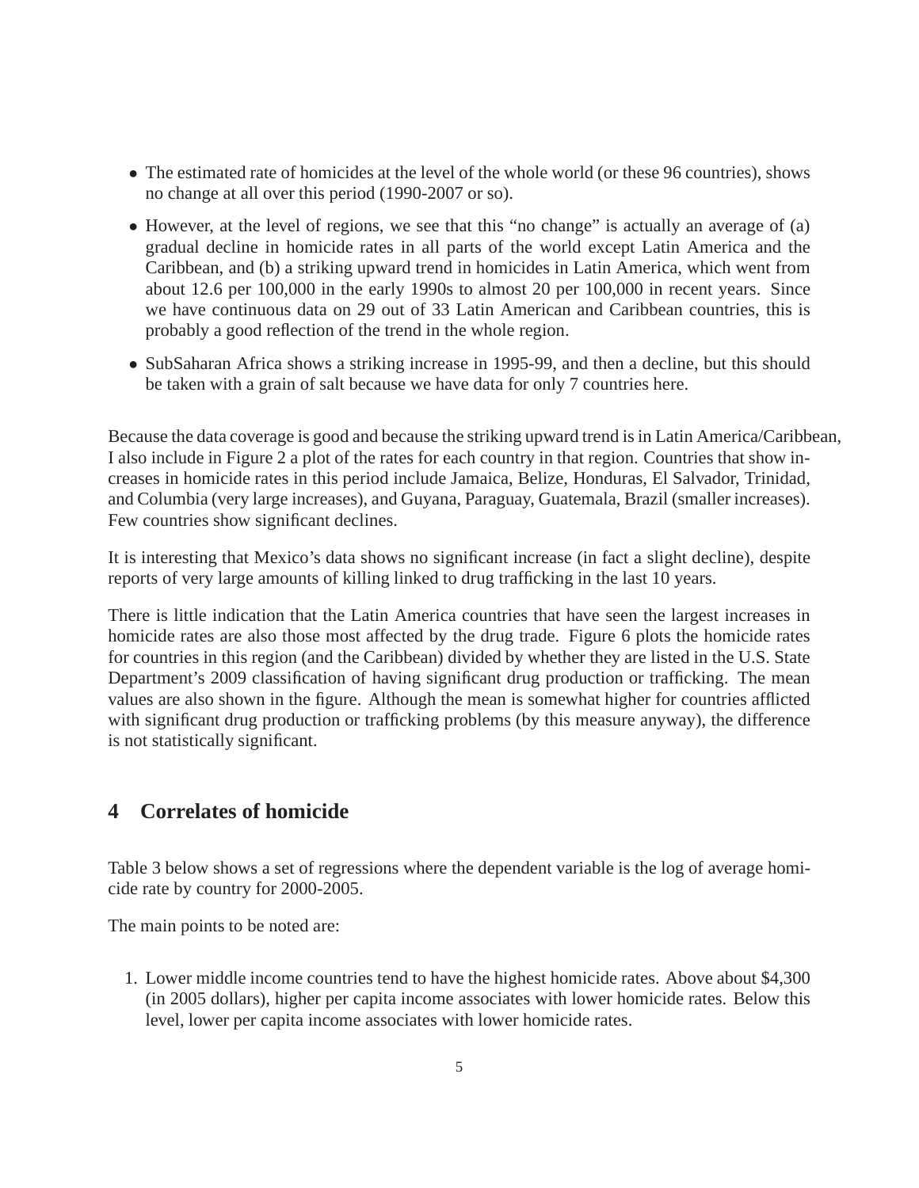- The estimated rate of homicides at the level of the whole world (or these 96 countries), shows no change at all over this period (1990-2007 or so).
- However, at the level of regions, we see that this "no change" is actually an average of (a) gradual decline in homicide rates in all parts of the world except Latin America and the Caribbean, and (b) a striking upward trend in homicides in Latin America, which went from about 12.6 per 100,000 in the early 1990s to almost 20 per 100,000 in recent years. Since we have continuous data on 29 out of 33 Latin American and Caribbean countries, this is probably a good reflection of the trend in the whole region.
- SubSaharan Africa shows a striking increase in 1995-99, and then a decline, but this should be taken with a grain of salt because we have data for only 7 countries here.

Because the data coverage is good and because the striking upward trend is in Latin America/Caribbean, I also include in Figure 2 a plot of the rates for each country in that region. Countries that show increases in homicide rates in this period include Jamaica, Belize, Honduras, El Salvador, Trinidad, and Columbia (very large increases), and Guyana, Paraguay, Guatemala, Brazil (smaller increases). Few countries show significant declines.

It is interesting that Mexico's data shows no significant increase (in fact a slight decline), despite reports of very large amounts of killing linked to drug trafficking in the last 10 years.

There is little indication that the Latin America countries that have seen the largest increases in homicide rates are also those most affected by the drug trade. Figure 6 plots the homicide rates for countries in this region (and the Caribbean) divided by whether they are listed in the U.S. State Department's 2009 classification of having significant drug production or trafficking. The mean values are also shown in the figure. Although the mean is somewhat higher for countries afflicted with significant drug production or trafficking problems (by this measure anyway), the difference is not statistically significant.

## 4 Correlates of homicide

Table 3 below shows a set of regressions where the dependent variable is the log of average homicide rate by country for 2000-2005.

The main points to be noted are:

1. Lower middle income countries tend to have the highest homicide rates. Above about $4,300 (in 2005 dollars), higher per capita income associates with lower homicide rates. Below this level, lower per capita income associates with lower homicide rates.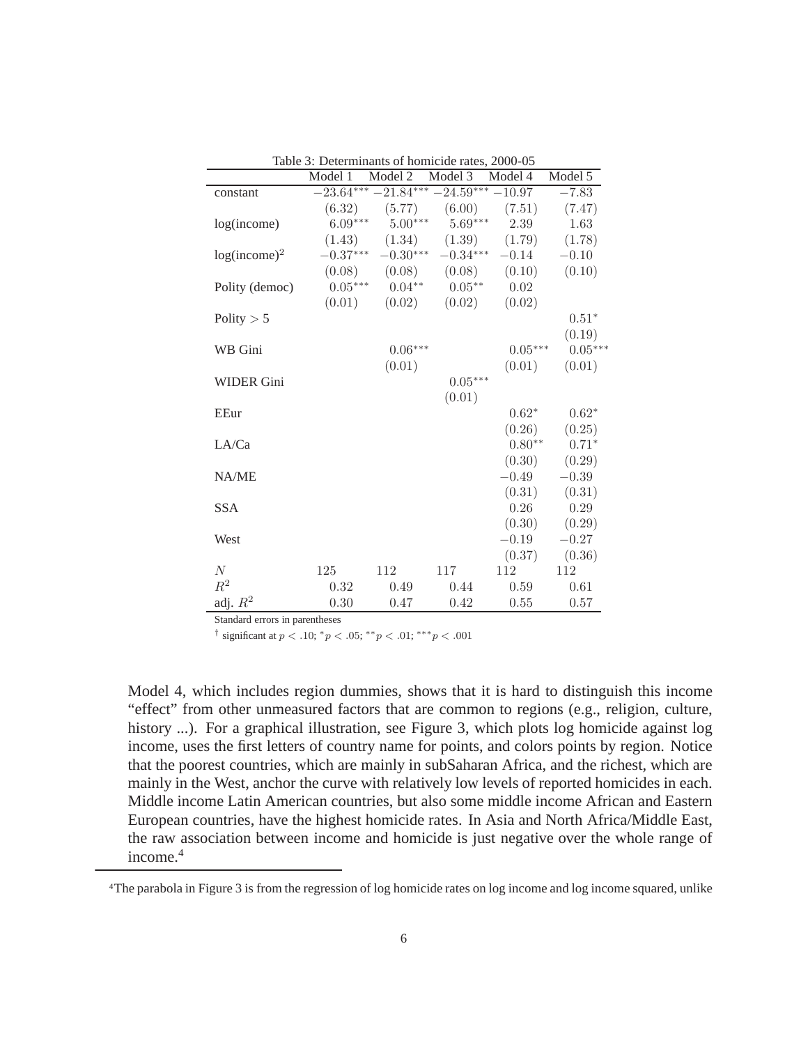Table 3: Determinants of homicide rates, 2000-05

| | Model 1 | Model 2 | Model 3 | Model 4 | Model 5 |
|---|---|---|---|---|---|
| constant | $-23.64^{***}$ | $-21.84^{***}$ | $-24.59^{***}$ | $-10.97$ | $-7.83$ |
| | $(6.32)$ | $(5.77)$ | $(6.00)$ | $(7.51)$ | $(7.47)$ |
| log(income) | $6.09^{***}$ | $5.00^{***}$ | $5.69^{***}$ | $2.39$ | $1.63$ |
| | $(1.43)$ | $(1.34)$ | $(1.39)$ | $(1.79)$ | $(1.78)$ |
| log(income)$^2$ | $-0.37^{***}$ | $-0.30^{***}$ | $-0.34^{***}$ | $-0.14$ | $-0.10$ |
| | $(0.08)$ | $(0.08)$ | $(0.08)$ | $(0.10)$ | $(0.10)$ |
| Polity (democ) | $0.05^{***}$ | $0.04^{**}$ | $0.05^{**}$ | $0.02$ | |
| | $(0.01)$ | $(0.02)$ | $(0.02)$ | $(0.02)$ | |
| Polity $> 5$ | | | | | $0.51^{*}$ |
| | | | | | $(0.19)$ |
| WB Gini | | $0.06^{***}$ | | $0.05^{***}$ | $0.05^{***}$ |
| | | $(0.01)$ | | $(0.01)$ | $(0.01)$ |
| WIDER Gini | | | $0.05^{***}$ | | |
| | | | $(0.01)$ | | |
| EEur | | | | $0.62^{*}$ | $0.62^{*}$ |
| | | | | $(0.26)$ | $(0.25)$ |
| LA/Ca | | | | $0.80^{**}$ | $0.71^{*}$ |
| | | | | $(0.30)$ | $(0.29)$ |
| NA/ME | | | | $-0.49$ | $-0.39$ |
| | | | | $(0.31)$ | $(0.31)$ |
| SSA | | | | $0.26$ | $0.29$ |
| | | | | $(0.30)$ | $(0.29)$ |
| West | | | | $-0.19$ | $-0.27$ |
| | | | | $(0.37)$ | $(0.36)$ |
| $N$ | 125 | 112 | 117 | 112 | 112 |
| $R^2$ | 0.32 | 0.49 | 0.44 | 0.59 | 0.61 |
| adj. $R^2$ | 0.30 | 0.47 | 0.42 | 0.55 | 0.57 |

Standard errors in parentheses

$^{\dagger}$ significant at $p < .10$; $^{*}p < .05$; $^{**}p < .01$; $^{***}p < .001$

Model 4, which includes region dummies, shows that it is hard to distinguish this income "effect" from other unmeasured factors that are common to regions (e.g., religion, culture, history ...). For a graphical illustration, see Figure 3, which plots log homicide against log income, uses the first letters of country name for points, and colors points by region. Notice that the poorest countries, which are mainly in subSaharan Africa, and the richest, which are mainly in the West, anchor the curve with relatively low levels of reported homicides in each. Middle income Latin American countries, but also some middle income African and Eastern European countries, have the highest homicide rates. In Asia and North Africa/Middle East, the raw association between income and homicide is just negative over the whole range of income.[4]

[4]The parabola in Figure 3 is from the regression of log homicide rates on log income and log income squared, unlike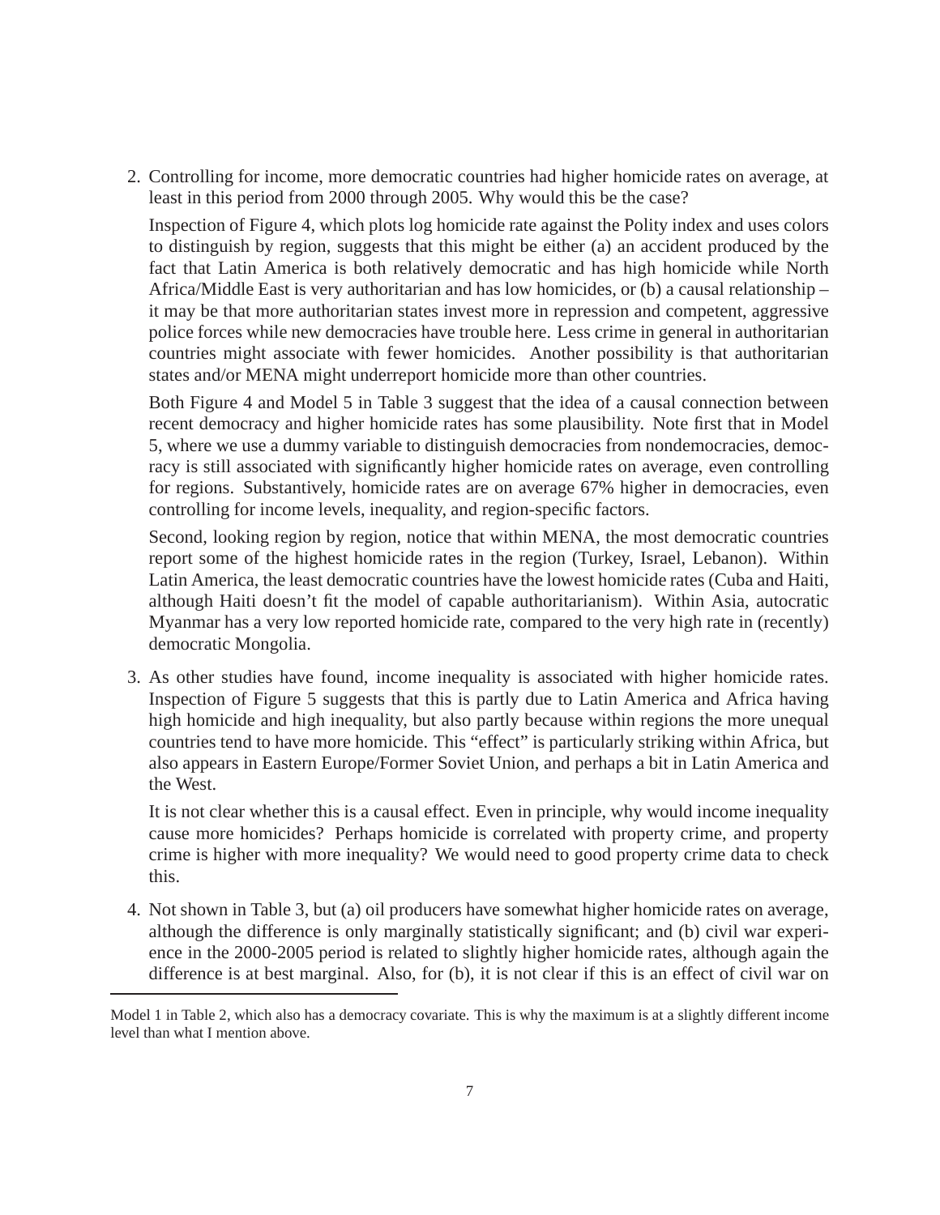2. Controlling for income, more democratic countries had higher homicide rates on average, at least in this period from 2000 through 2005. Why would this be the case?

   Inspection of Figure 4, which plots log homicide rate against the Polity index and uses colors to distinguish by region, suggests that this might be either (a) an accident produced by the fact that Latin America is both relatively democratic and has high homicide while North Africa/Middle East is very authoritarian and has low homicides, or (b) a causal relationship – it may be that more authoritarian states invest more in repression and competent, aggressive police forces while new democracies have trouble here. Less crime in general in authoritarian countries might associate with fewer homicides. Another possibility is that authoritarian states and/or MENA might underreport homicide more than other countries.

   Both Figure 4 and Model 5 in Table 3 suggest that the idea of a causal connection between recent democracy and higher homicide rates has some plausibility. Note first that in Model 5, where we use a dummy variable to distinguish democracies from nondemocracies, democracy is still associated with significantly higher homicide rates on average, even controlling for regions. Substantively, homicide rates are on average 67% higher in democracies, even controlling for income levels, inequality, and region-specific factors.

   Second, looking region by region, notice that within MENA, the most democratic countries report some of the highest homicide rates in the region (Turkey, Israel, Lebanon). Within Latin America, the least democratic countries have the lowest homicide rates (Cuba and Haiti, although Haiti doesn't fit the model of capable authoritarianism). Within Asia, autocratic Myanmar has a very low reported homicide rate, compared to the very high rate in (recently) democratic Mongolia.

3. As other studies have found, income inequality is associated with higher homicide rates. Inspection of Figure 5 suggests that this is partly due to Latin America and Africa having high homicide and high inequality, but also partly because within regions the more unequal countries tend to have more homicide. This "effect" is particularly striking within Africa, but also appears in Eastern Europe/Former Soviet Union, and perhaps a bit in Latin America and the West.

   It is not clear whether this is a causal effect. Even in principle, why would income inequality cause more homicides? Perhaps homicide is correlated with property crime, and property crime is higher with more inequality? We would need to good property crime data to check this.

4. Not shown in Table 3, but (a) oil producers have somewhat higher homicide rates on average, although the difference is only marginally statistically significant; and (b) civil war experience in the 2000-2005 period is related to slightly higher homicide rates, although again the difference is at best marginal. Also, for (b), it is not clear if this is an effect of civil war on

Model 1 in Table 2, which also has a democracy covariate. This is why the maximum is at a slightly different income level than what I mention above.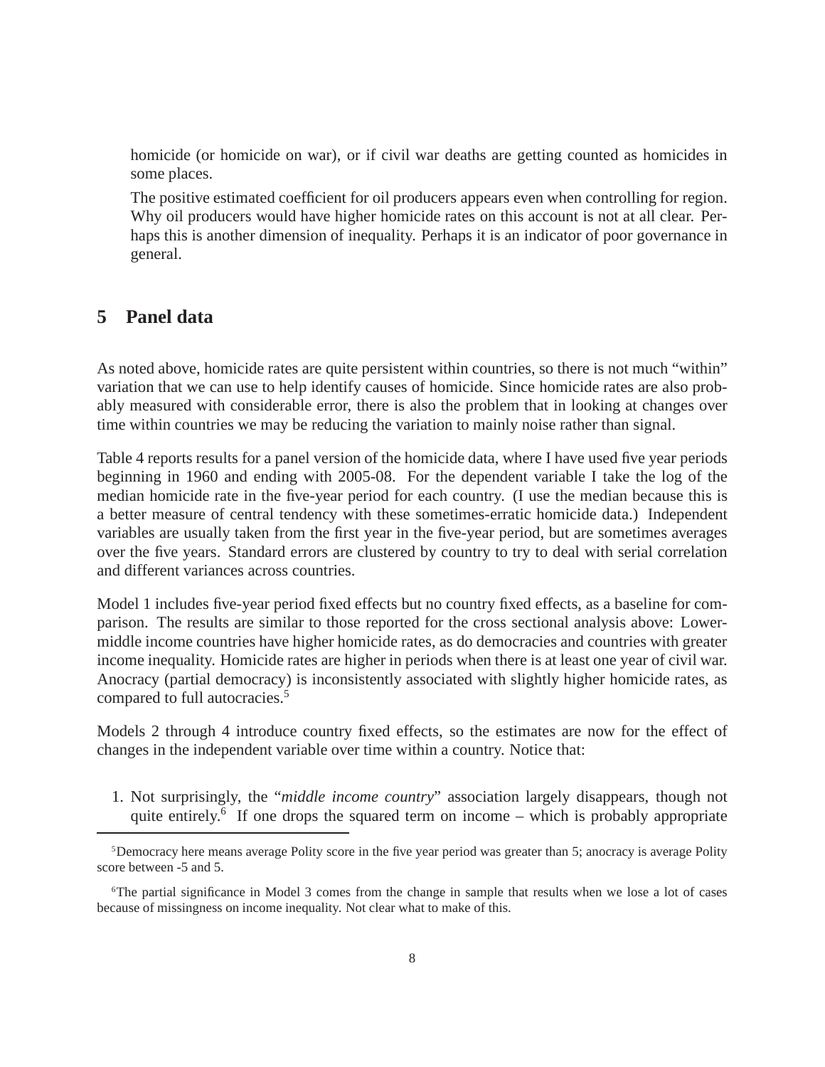homicide (or homicide on war), or if civil war deaths are getting counted as homicides in some places.

The positive estimated coefficient for oil producers appears even when controlling for region. Why oil producers would have higher homicide rates on this account is not at all clear. Perhaps this is another dimension of inequality. Perhaps it is an indicator of poor governance in general.

## 5 Panel data

As noted above, homicide rates are quite persistent within countries, so there is not much "within" variation that we can use to help identify causes of homicide. Since homicide rates are also probably measured with considerable error, there is also the problem that in looking at changes over time within countries we may be reducing the variation to mainly noise rather than signal.

Table 4 reports results for a panel version of the homicide data, where I have used five year periods beginning in 1960 and ending with 2005-08. For the dependent variable I take the log of the median homicide rate in the five-year period for each country. (I use the median because this is a better measure of central tendency with these sometimes-erratic homicide data.) Independent variables are usually taken from the first year in the five-year period, but are sometimes averages over the five years. Standard errors are clustered by country to try to deal with serial correlation and different variances across countries.

Model 1 includes five-year period fixed effects but no country fixed effects, as a baseline for comparison. The results are similar to those reported for the cross sectional analysis above: Lower-middle income countries have higher homicide rates, as do democracies and countries with greater income inequality. Homicide rates are higher in periods when there is at least one year of civil war. Anocracy (partial democracy) is inconsistently associated with slightly higher homicide rates, as compared to full autocracies.[5]

Models 2 through 4 introduce country fixed effects, so the estimates are now for the effect of changes in the independent variable over time within a country. Notice that:

1. Not surprisingly, the "*middle income country*" association largely disappears, though not quite entirely.[6] If one drops the squared term on income – which is probably appropriate

[5] Democracy here means average Polity score in the five year period was greater than 5; anocracy is average Polity score between -5 and 5.

[6] The partial significance in Model 3 comes from the change in sample that results when we lose a lot of cases because of missingness on income inequality. Not clear what to make of this.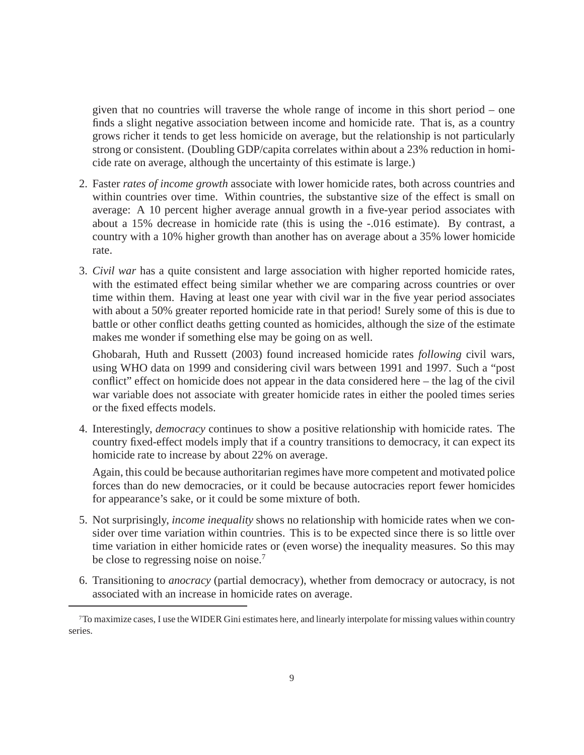given that no countries will traverse the whole range of income in this short period – one finds a slight negative association between income and homicide rate. That is, as a country grows richer it tends to get less homicide on average, but the relationship is not particularly strong or consistent. (Doubling GDP/capita correlates within about a 23% reduction in homicide rate on average, although the uncertainty of this estimate is large.)

2. Faster *rates of income growth* associate with lower homicide rates, both across countries and within countries over time. Within countries, the substantive size of the effect is small on average: A 10 percent higher average annual growth in a five-year period associates with about a 15% decrease in homicide rate (this is using the -.016 estimate). By contrast, a country with a 10% higher growth than another has on average about a 35% lower homicide rate.

3. *Civil war* has a quite consistent and large association with higher reported homicide rates, with the estimated effect being similar whether we are comparing across countries or over time within them. Having at least one year with civil war in the five year period associates with about a 50% greater reported homicide rate in that period! Surely some of this is due to battle or other conflict deaths getting counted as homicides, although the size of the estimate makes me wonder if something else may be going on as well.

   Ghobarah, Huth and Russett (2003) found increased homicide rates *following* civil wars, using WHO data on 1999 and considering civil wars between 1991 and 1997. Such a "post conflict" effect on homicide does not appear in the data considered here – the lag of the civil war variable does not associate with greater homicide rates in either the pooled times series or the fixed effects models.

4. Interestingly, *democracy* continues to show a positive relationship with homicide rates. The country fixed-effect models imply that if a country transitions to democracy, it can expect its homicide rate to increase by about 22% on average.

   Again, this could be because authoritarian regimes have more competent and motivated police forces than do new democracies, or it could be because autocracies report fewer homicides for appearance's sake, or it could be some mixture of both.

5. Not surprisingly, *income inequality* shows no relationship with homicide rates when we consider over time variation within countries. This is to be expected since there is so little over time variation in either homicide rates or (even worse) the inequality measures. So this may be close to regressing noise on noise.[7]

6. Transitioning to *anocracy* (partial democracy), whether from democracy or autocracy, is not associated with an increase in homicide rates on average.

[7] To maximize cases, I use the WIDER Gini estimates here, and linearly interpolate for missing values within country series.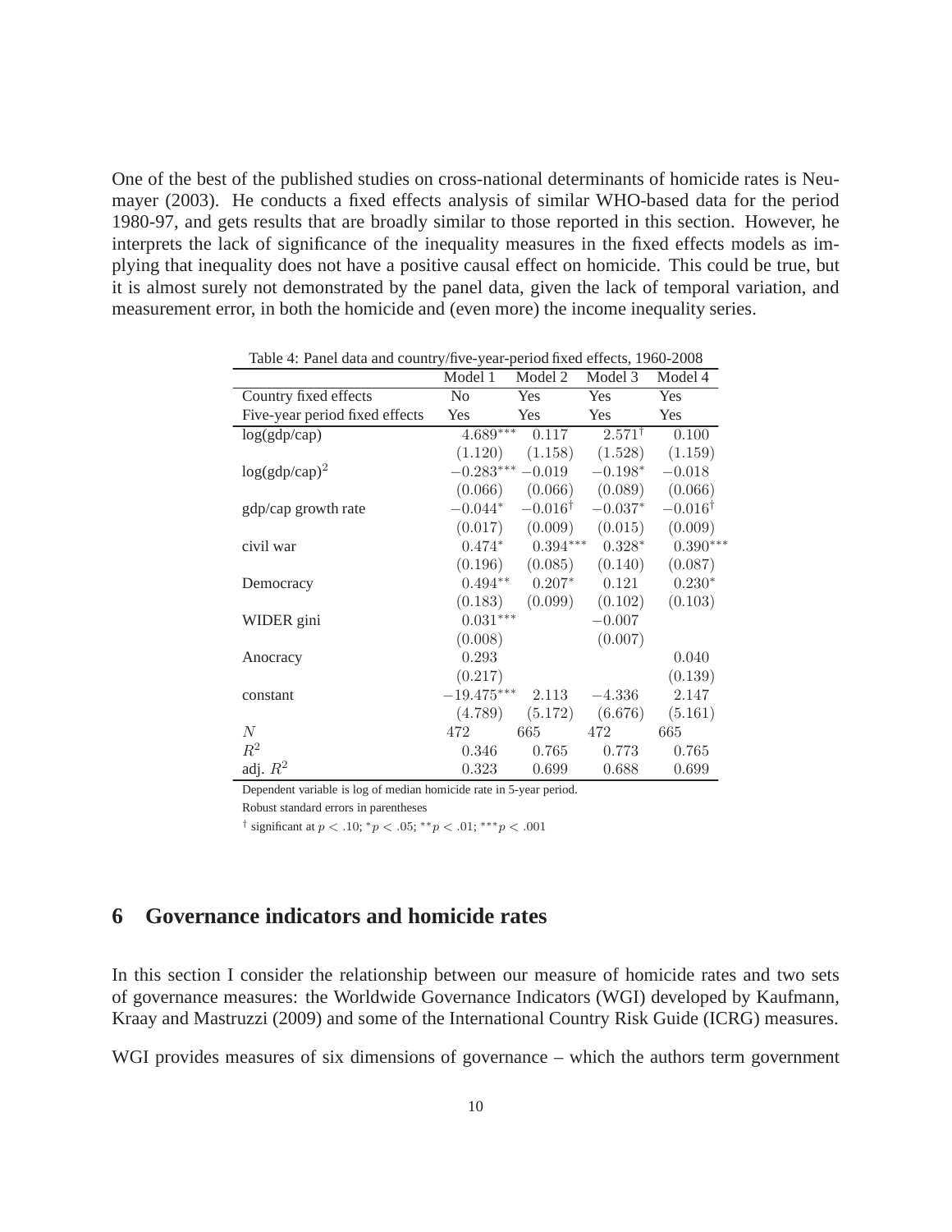One of the best of the published studies on cross-national determinants of homicide rates is Neumayer (2003). He conducts a fixed effects analysis of similar WHO-based data for the period 1980-97, and gets results that are broadly similar to those reported in this section. However, he interprets the lack of significance of the inequality measures in the fixed effects models as implying that inequality does not have a positive causal effect on homicide. This could be true, but it is almost surely not demonstrated by the panel data, given the lack of temporal variation, and measurement error, in both the homicide and (even more) the income inequality series.

Table 4: Panel data and country/five-year-period fixed effects, 1960-2008

| | Model 1 | Model 2 | Model 3 | Model 4 |
|---|---|---|---|---|
| Country fixed effects | No | Yes | Yes | Yes |
| Five-year period fixed effects | Yes | Yes | Yes | Yes |
| log(gdp/cap) | $4.689^{***}$ | $0.117$ | $2.571^{\dagger}$ | $0.100$ |
| | $(1.120)$ | $(1.158)$ | $(1.528)$ | $(1.159)$ |
| log(gdp/cap)$^2$ | $-0.283^{***}$ | $-0.019$ | $-0.198^{*}$ | $-0.018$ |
| | $(0.066)$ | $(0.066)$ | $(0.089)$ | $(0.066)$ |
| gdp/cap growth rate | $-0.044^{*}$ | $-0.016^{\dagger}$ | $-0.037^{*}$ | $-0.016^{\dagger}$ |
| | $(0.017)$ | $(0.009)$ | $(0.015)$ | $(0.009)$ |
| civil war | $0.474^{*}$ | $0.394^{***}$ | $0.328^{*}$ | $0.390^{***}$ |
| | $(0.196)$ | $(0.085)$ | $(0.140)$ | $(0.087)$ |
| Democracy | $0.494^{**}$ | $0.207^{*}$ | $0.121$ | $0.230^{*}$ |
| | $(0.183)$ | $(0.099)$ | $(0.102)$ | $(0.103)$ |
| WIDER gini | $0.031^{***}$ | | $-0.007$ | |
| | $(0.008)$ | | $(0.007)$ | |
| Anocracy | $0.293$ | | | $0.040$ |
| | $(0.217)$ | | | $(0.139)$ |
| constant | $-19.475^{***}$ | $2.113$ | $-4.336$ | $2.147$ |
| | $(4.789)$ | $(5.172)$ | $(6.676)$ | $(5.161)$ |
| $N$ | 472 | 665 | 472 | 665 |
| $R^2$ | 0.346 | 0.765 | 0.773 | 0.765 |
| adj. $R^2$ | 0.323 | 0.699 | 0.688 | 0.699 |

Dependent variable is log of median homicide rate in 5-year period.

Robust standard errors in parentheses

$^{\dagger}$ significant at $p < .10$; $^{*}p < .05$; $^{**}p < .01$; $^{***}p < .001$

# 6 Governance indicators and homicide rates

In this section I consider the relationship between our measure of homicide rates and two sets of governance measures: the Worldwide Governance Indicators (WGI) developed by Kaufmann, Kraay and Mastruzzi (2009) and some of the International Country Risk Guide (ICRG) measures.

WGI provides measures of six dimensions of governance – which the authors term government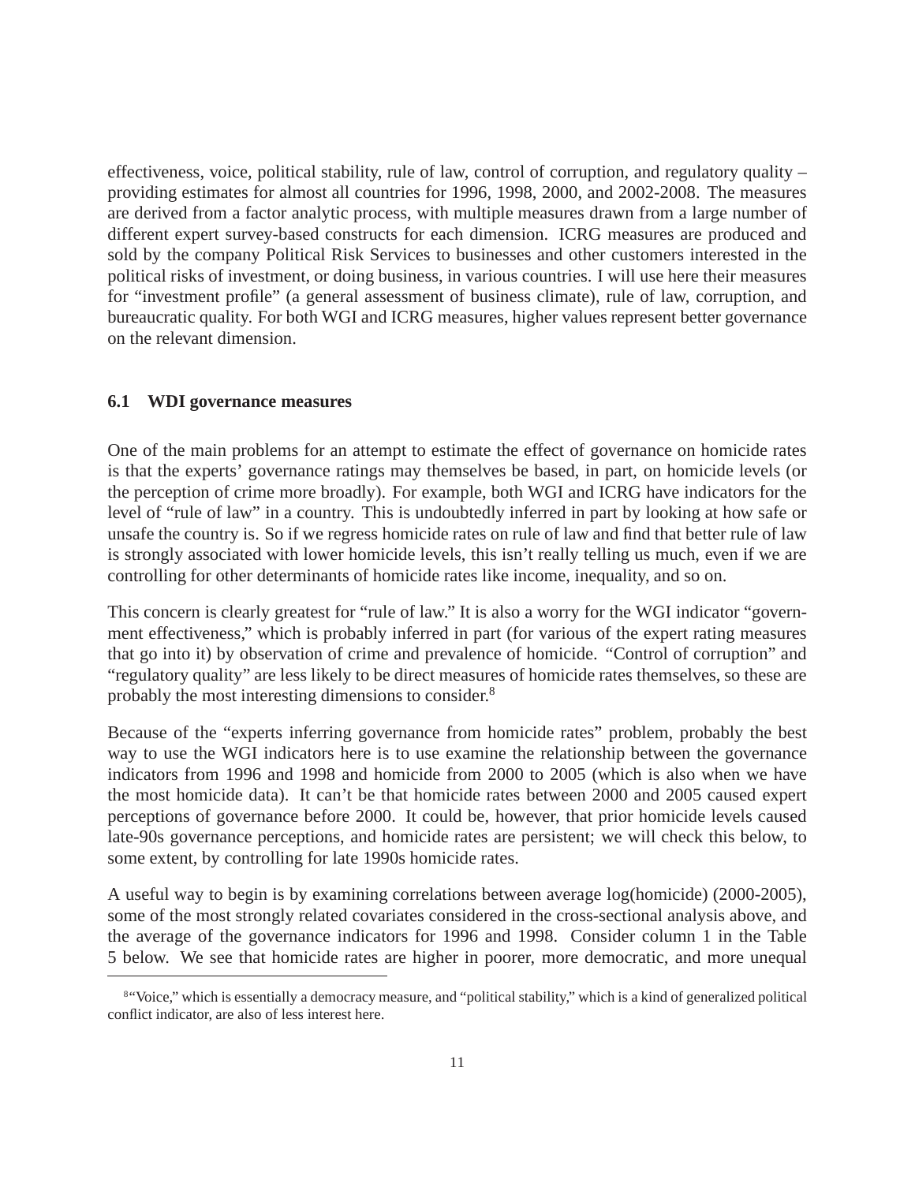effectiveness, voice, political stability, rule of law, control of corruption, and regulatory quality – providing estimates for almost all countries for 1996, 1998, 2000, and 2002-2008. The measures are derived from a factor analytic process, with multiple measures drawn from a large number of different expert survey-based constructs for each dimension. ICRG measures are produced and sold by the company Political Risk Services to businesses and other customers interested in the political risks of investment, or doing business, in various countries. I will use here their measures for "investment profile" (a general assessment of business climate), rule of law, corruption, and bureaucratic quality. For both WGI and ICRG measures, higher values represent better governance on the relevant dimension.

### 6.1 WDI governance measures

One of the main problems for an attempt to estimate the effect of governance on homicide rates is that the experts' governance ratings may themselves be based, in part, on homicide levels (or the perception of crime more broadly). For example, both WGI and ICRG have indicators for the level of "rule of law" in a country. This is undoubtedly inferred in part by looking at how safe or unsafe the country is. So if we regress homicide rates on rule of law and find that better rule of law is strongly associated with lower homicide levels, this isn't really telling us much, even if we are controlling for other determinants of homicide rates like income, inequality, and so on.

This concern is clearly greatest for "rule of law." It is also a worry for the WGI indicator "government effectiveness," which is probably inferred in part (for various of the expert rating measures that go into it) by observation of crime and prevalence of homicide. "Control of corruption" and "regulatory quality" are less likely to be direct measures of homicide rates themselves, so these are probably the most interesting dimensions to consider.[8]

Because of the "experts inferring governance from homicide rates" problem, probably the best way to use the WGI indicators here is to use examine the relationship between the governance indicators from 1996 and 1998 and homicide from 2000 to 2005 (which is also when we have the most homicide data). It can't be that homicide rates between 2000 and 2005 caused expert perceptions of governance before 2000. It could be, however, that prior homicide levels caused late-90s governance perceptions, and homicide rates are persistent; we will check this below, to some extent, by controlling for late 1990s homicide rates.

A useful way to begin is by examining correlations between average log(homicide) (2000-2005), some of the most strongly related covariates considered in the cross-sectional analysis above, and the average of the governance indicators for 1996 and 1998. Consider column 1 in the Table 5 below. We see that homicide rates are higher in poorer, more democratic, and more unequal

[8] "Voice," which is essentially a democracy measure, and "political stability," which is a kind of generalized political conflict indicator, are also of less interest here.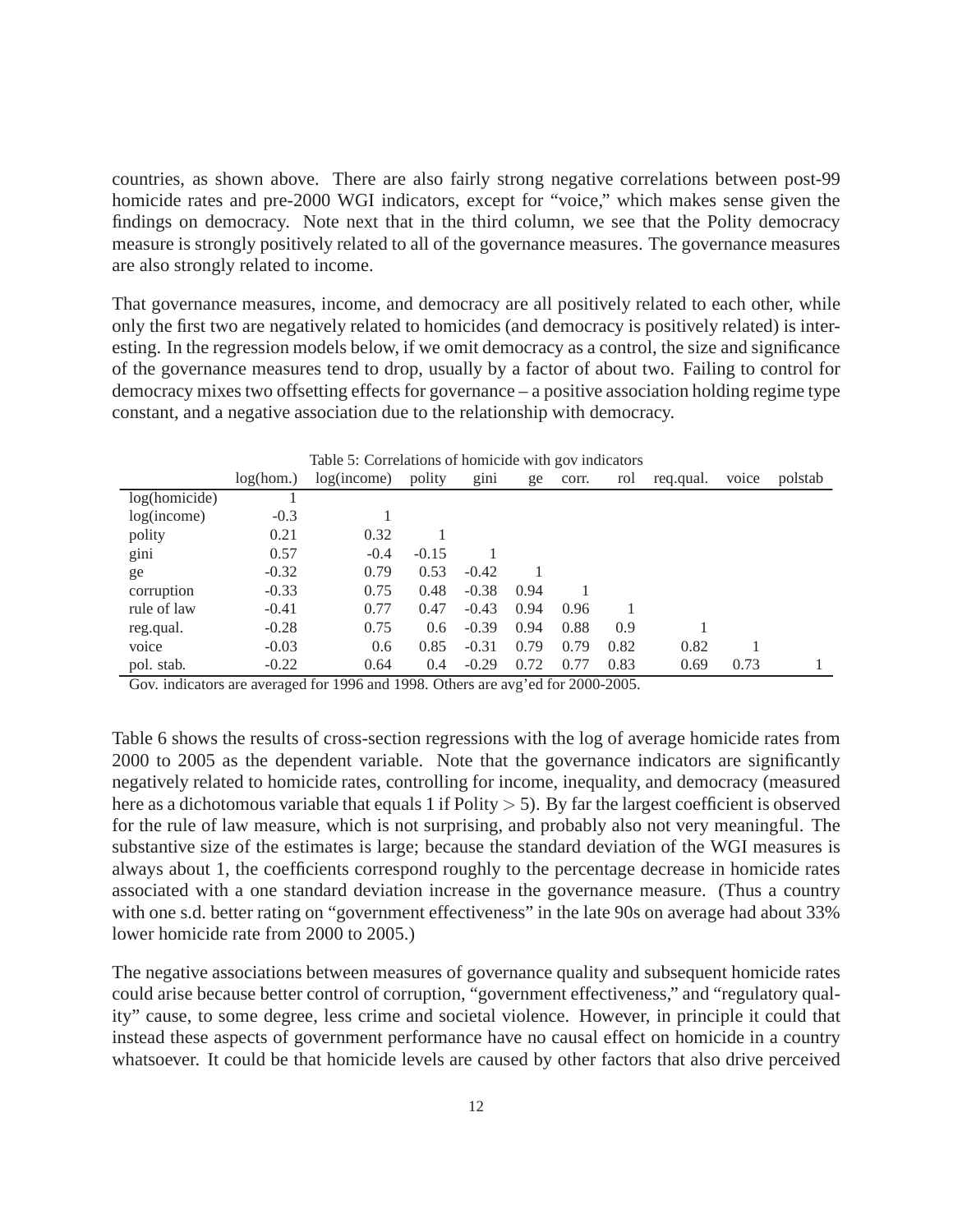countries, as shown above. There are also fairly strong negative correlations between post-99 homicide rates and pre-2000 WGI indicators, except for "voice," which makes sense given the findings on democracy. Note next that in the third column, we see that the Polity democracy measure is strongly positively related to all of the governance measures. The governance measures are also strongly related to income.

That governance measures, income, and democracy are all positively related to each other, while only the first two are negatively related to homicides (and democracy is positively related) is interesting. In the regression models below, if we omit democracy as a control, the size and significance of the governance measures tend to drop, usually by a factor of about two. Failing to control for democracy mixes two offsetting effects for governance – a positive association holding regime type constant, and a negative association due to the relationship with democracy.

Table 5: Correlations of homicide with gov indicators

| | log(hom.) | log(income) | polity | gini | ge | corr. | rol | req.qual. | voice | polstab |
|---|---|---|---|---|---|---|---|---|---|---|
| log(homicide) | 1 | | | | | | | | | |
| log(income) | -0.3 | 1 | | | | | | | | |
| polity | 0.21 | 0.32 | 1 | | | | | | | |
| gini | 0.57 | -0.4 | -0.15 | 1 | | | | | | |
| ge | -0.32 | 0.79 | 0.53 | -0.42 | 1 | | | | | |
| corruption | -0.33 | 0.75 | 0.48 | -0.38 | 0.94 | 1 | | | | |
| rule of law | -0.41 | 0.77 | 0.47 | -0.43 | 0.94 | 0.96 | 1 | | | |
| reg.qual. | -0.28 | 0.75 | 0.6 | -0.39 | 0.94 | 0.88 | 0.9 | 1 | | |
| voice | -0.03 | 0.6 | 0.85 | -0.31 | 0.79 | 0.79 | 0.82 | 0.82 | 1 | |
| pol. stab. | -0.22 | 0.64 | 0.4 | -0.29 | 0.72 | 0.77 | 0.83 | 0.69 | 0.73 | 1 |

Gov. indicators are averaged for 1996 and 1998. Others are avg'ed for 2000-2005.

Table 6 shows the results of cross-section regressions with the log of average homicide rates from 2000 to 2005 as the dependent variable. Note that the governance indicators are significantly negatively related to homicide rates, controlling for income, inequality, and democracy (measured here as a dichotomous variable that equals 1 if Polity $> 5$). By far the largest coefficient is observed for the rule of law measure, which is not surprising, and probably also not very meaningful. The substantive size of the estimates is large; because the standard deviation of the WGI measures is always about 1, the coefficients correspond roughly to the percentage decrease in homicide rates associated with a one standard deviation increase in the governance measure. (Thus a country with one s.d. better rating on "government effectiveness" in the late 90s on average had about 33% lower homicide rate from 2000 to 2005.)

The negative associations between measures of governance quality and subsequent homicide rates could arise because better control of corruption, "government effectiveness," and "regulatory quality" cause, to some degree, less crime and societal violence. However, in principle it could that instead these aspects of government performance have no causal effect on homicide in a country whatsoever. It could be that homicide levels are caused by other factors that also drive perceived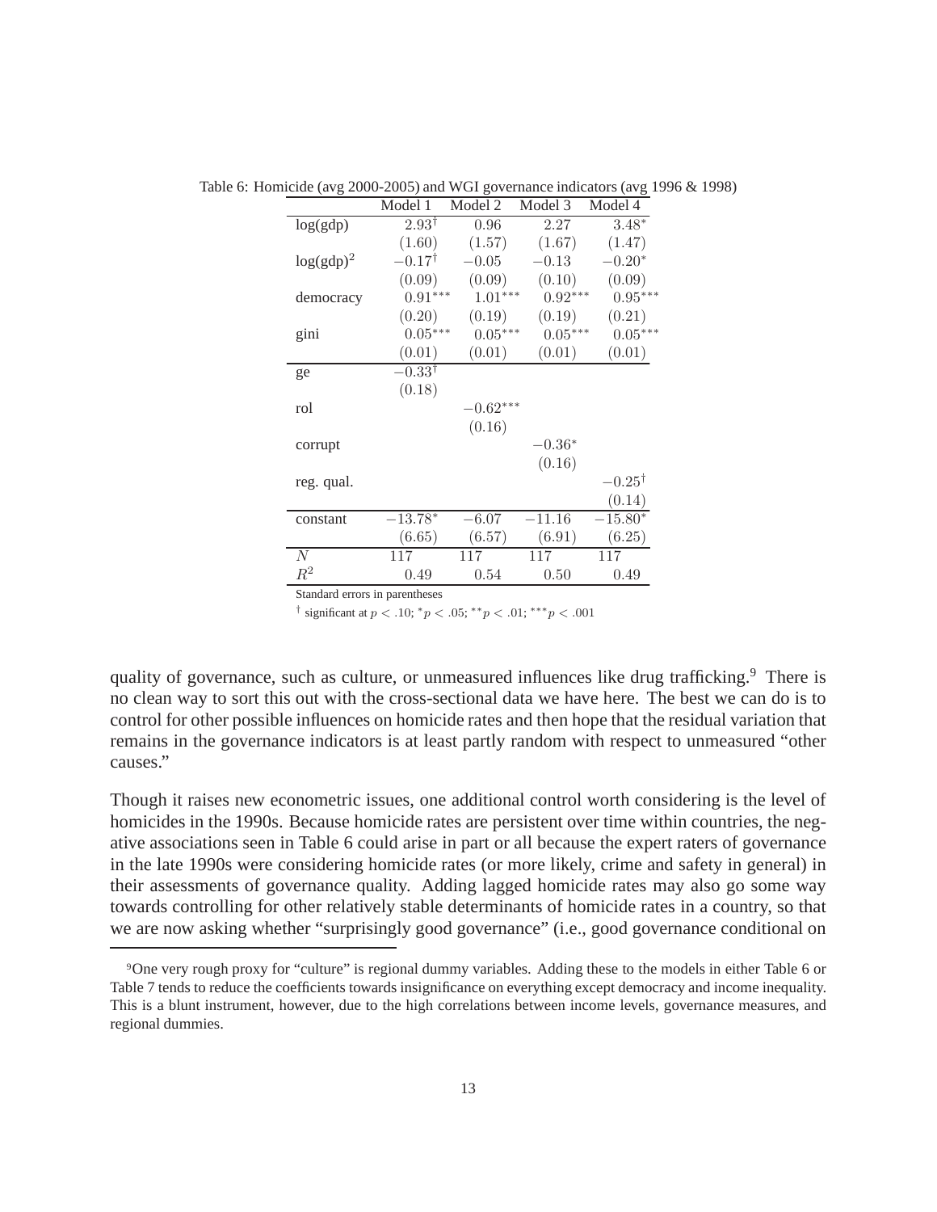Table 6: Homicide (avg 2000-2005) and WGI governance indicators (avg 1996 & 1998)

| | Model 1 | Model 2 | Model 3 | Model 4 |
|---|---|---|---|---|
| log(gdp) | $2.93^{\dagger}$ | 0.96 | 2.27 | $3.48^{*}$ |
| | (1.60) | (1.57) | (1.67) | (1.47) |
| log(gdp)$^2$ | $-0.17^{\dagger}$ | $-0.05$ | $-0.13$ | $-0.20^{*}$ |
| | (0.09) | (0.09) | (0.10) | (0.09) |
| democracy | $0.91^{***}$ | $1.01^{***}$ | $0.92^{***}$ | $0.95^{***}$ |
| | (0.20) | (0.19) | (0.19) | (0.21) |
| gini | $0.05^{***}$ | $0.05^{***}$ | $0.05^{***}$ | $0.05^{***}$ |
| | (0.01) | (0.01) | (0.01) | (0.01) |
| ge | $-0.33^{\dagger}$ | | | |
| | (0.18) | | | |
| rol | | $-0.62^{***}$ | | |
| | | (0.16) | | |
| corrupt | | | $-0.36^{*}$ | |
| | | | (0.16) | |
| reg. qual. | | | | $-0.25^{\dagger}$ |
| | | | | (0.14) |
| constant | $-13.78^{*}$ | $-6.07$ | $-11.16$ | $-15.80^{*}$ |
| | (6.65) | (6.57) | (6.91) | (6.25) |
| $N$ | 117 | 117 | 117 | 117 |
| $R^2$ | 0.49 | 0.54 | 0.50 | 0.49 |

Standard errors in parentheses

$^{\dagger}$ significant at $p < .10$; $^{*}p < .05$; $^{**}p < .01$; $^{***}p < .001$

quality of governance, such as culture, or unmeasured influences like drug trafficking.[9] There is no clean way to sort this out with the cross-sectional data we have here. The best we can do is to control for other possible influences on homicide rates and then hope that the residual variation that remains in the governance indicators is at least partly random with respect to unmeasured "other causes."

Though it raises new econometric issues, one additional control worth considering is the level of homicides in the 1990s. Because homicide rates are persistent over time within countries, the negative associations seen in Table 6 could arise in part or all because the expert raters of governance in the late 1990s were considering homicide rates (or more likely, crime and safety in general) in their assessments of governance quality. Adding lagged homicide rates may also go some way towards controlling for other relatively stable determinants of homicide rates in a country, so that we are now asking whether "surprisingly good governance" (i.e., good governance conditional on

[9] One very rough proxy for "culture" is regional dummy variables. Adding these to the models in either Table 6 or Table 7 tends to reduce the coefficients towards insignificance on everything except democracy and income inequality. This is a blunt instrument, however, due to the high correlations between income levels, governance measures, and regional dummies.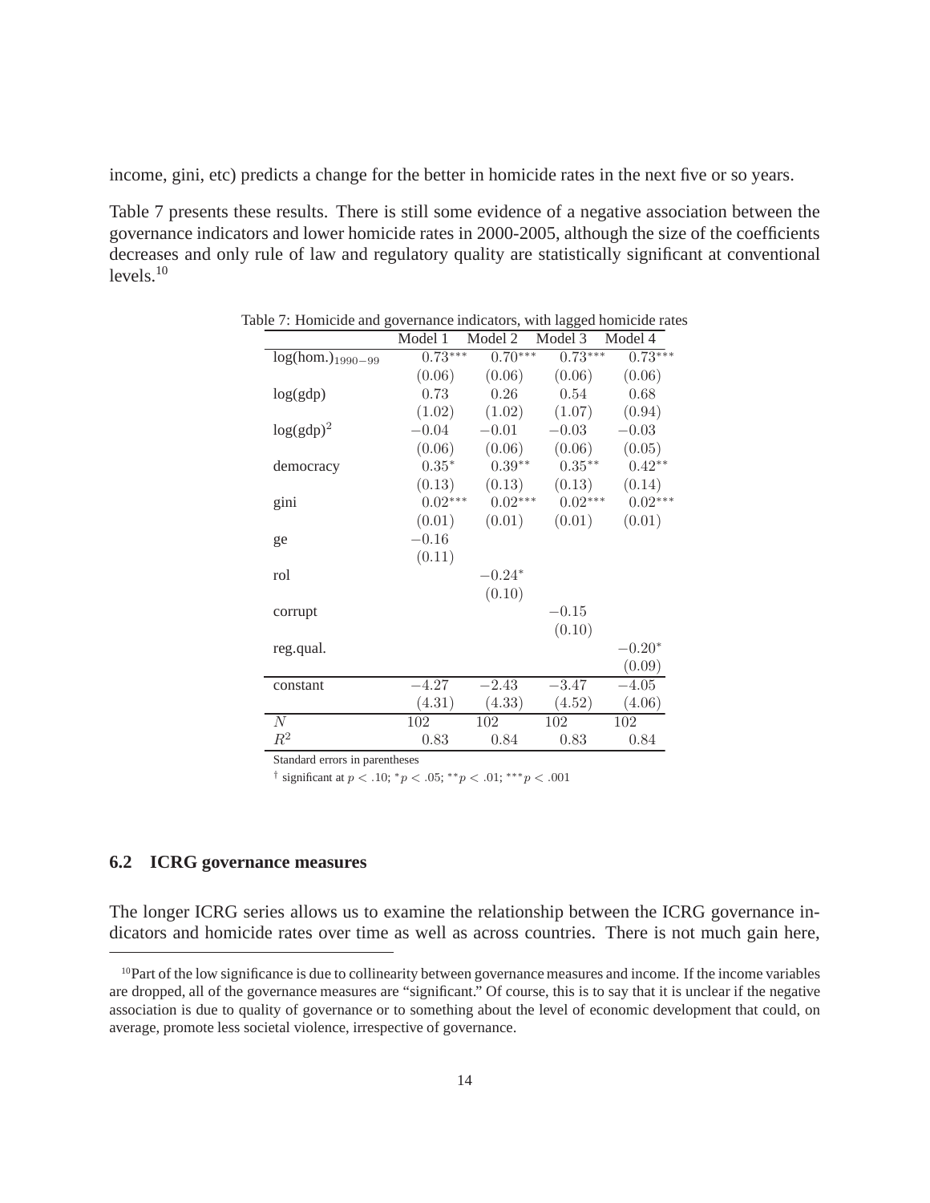income, gini, etc) predicts a change for the better in homicide rates in the next five or so years.

Table 7 presents these results. There is still some evidence of a negative association between the governance indicators and lower homicide rates in 2000-2005, although the size of the coefficients decreases and only rule of law and regulatory quality are statistically significant at conventional levels.[10]

Table 7: Homicide and governance indicators, with lagged homicide rates

| | Model 1 | Model 2 | Model 3 | Model 4 |
|---|---|---|---|---|
| $\log(\text{hom.})_{1990-99}$ | $0.73^{***}$ | $0.70^{***}$ | $0.73^{***}$ | $0.73^{***}$ |
| | $(0.06)$ | $(0.06)$ | $(0.06)$ | $(0.06)$ |
| log(gdp) | $0.73$ | $0.26$ | $0.54$ | $0.68$ |
| | $(1.02)$ | $(1.02)$ | $(1.07)$ | $(0.94)$ |
| $\log(\text{gdp})^2$ | $-0.04$ | $-0.01$ | $-0.03$ | $-0.03$ |
| | $(0.06)$ | $(0.06)$ | $(0.06)$ | $(0.05)$ |
| democracy | $0.35^{*}$ | $0.39^{**}$ | $0.35^{**}$ | $0.42^{**}$ |
| | $(0.13)$ | $(0.13)$ | $(0.13)$ | $(0.14)$ |
| gini | $0.02^{***}$ | $0.02^{***}$ | $0.02^{***}$ | $0.02^{***}$ |
| | $(0.01)$ | $(0.01)$ | $(0.01)$ | $(0.01)$ |
| ge | $-0.16$ | | | |
| | $(0.11)$ | | | |
| rol | | $-0.24^{*}$ | | |
| | | $(0.10)$ | | |
| corrupt | | | $-0.15$ | |
| | | | $(0.10)$ | |
| reg.qual. | | | | $-0.20^{*}$ |
| | | | | $(0.09)$ |
| constant | $-4.27$ | $-2.43$ | $-3.47$ | $-4.05$ |
| | $(4.31)$ | $(4.33)$ | $(4.52)$ | $(4.06)$ |
| $N$ | 102 | 102 | 102 | 102 |
| $R^2$ | $0.83$ | $0.84$ | $0.83$ | $0.84$ |

Standard errors in parentheses

$^{\dagger}$ significant at $p < .10$; $^{*}p < .05$; $^{**}p < .01$; $^{***}p < .001$

### 6.2 ICRG governance measures

The longer ICRG series allows us to examine the relationship between the ICRG governance indicators and homicide rates over time as well as across countries. There is not much gain here,

[10] Part of the low significance is due to collinearity between governance measures and income. If the income variables are dropped, all of the governance measures are "significant." Of course, this is to say that it is unclear if the negative association is due to quality of governance or to something about the level of economic development that could, on average, promote less societal violence, irrespective of governance.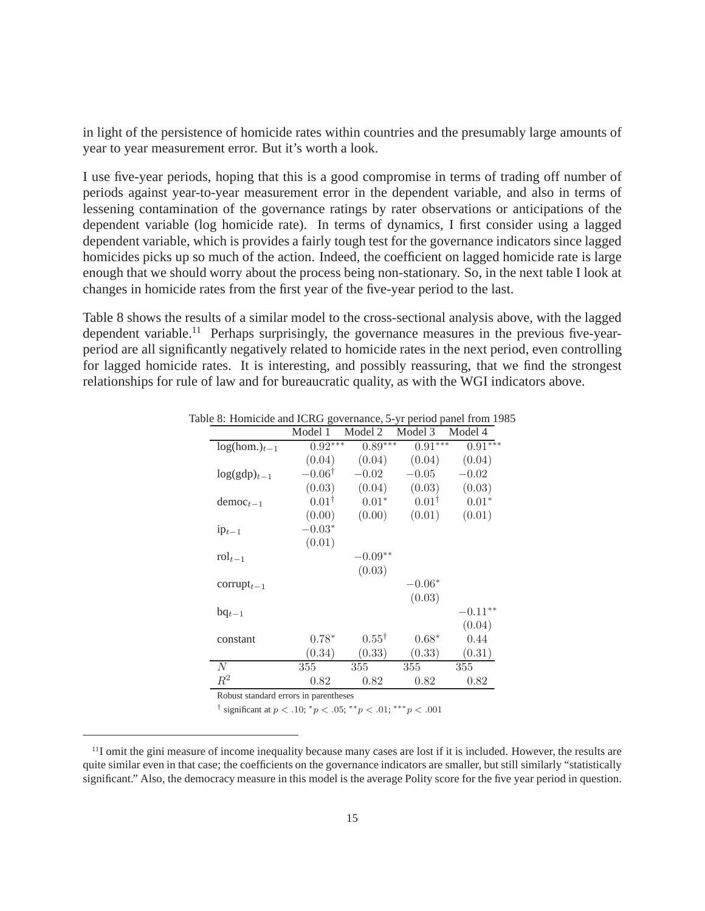in light of the persistence of homicide rates within countries and the presumably large amounts of year to year measurement error. But it's worth a look.

I use five-year periods, hoping that this is a good compromise in terms of trading off number of periods against year-to-year measurement error in the dependent variable, and also in terms of lessening contamination of the governance ratings by rater observations or anticipations of the dependent variable (log homicide rate). In terms of dynamics, I first consider using a lagged dependent variable, which is provides a fairly tough test for the governance indicators since lagged homicides picks up so much of the action. Indeed, the coefficient on lagged homicide rate is large enough that we should worry about the process being non-stationary. So, in the next table I look at changes in homicide rates from the first year of the five-year period to the last.

Table 8 shows the results of a similar model to the cross-sectional analysis above, with the lagged dependent variable.[11] Perhaps surprisingly, the governance measures in the previous five-year-period are all significantly negatively related to homicide rates in the next period, even controlling for lagged homicide rates. It is interesting, and possibly reassuring, that we find the strongest relationships for rule of law and for bureaucratic quality, as with the WGI indicators above.

Table 8: Homicide and ICRG governance, 5-yr period panel from 1985

| | Model 1 | Model 2 | Model 3 | Model 4 |
|---|---|---|---|---|
| $\log(\text{hom.})_{t-1}$ | $0.92^{***}$ | $0.89^{***}$ | $0.91^{***}$ | $0.91^{***}$ |
| | $(0.04)$ | $(0.04)$ | $(0.04)$ | $(0.04)$ |
| $\log(\text{gdp})_{t-1}$ | $-0.06^{\dagger}$ | $-0.02$ | $-0.05$ | $-0.02$ |
| | $(0.03)$ | $(0.04)$ | $(0.03)$ | $(0.03)$ |
| $\text{democ}_{t-1}$ | $0.01^{\dagger}$ | $0.01^{*}$ | $0.01^{\dagger}$ | $0.01^{*}$ |
| | $(0.00)$ | $(0.00)$ | $(0.01)$ | $(0.01)$ |
| $\text{ip}_{t-1}$ | $-0.03^{*}$ | | | |
| | $(0.01)$ | | | |
| $\text{rol}_{t-1}$ | | $-0.09^{**}$ | | |
| | | $(0.03)$ | | |
| $\text{corrupt}_{t-1}$ | | | $-0.06^{*}$ | |
| | | | $(0.03)$ | |
| $\text{bq}_{t-1}$ | | | | $-0.11^{**}$ |
| | | | | $(0.04)$ |
| constant | $0.78^{*}$ | $0.55^{\dagger}$ | $0.68^{*}$ | $0.44$ |
| | $(0.34)$ | $(0.33)$ | $(0.33)$ | $(0.31)$ |
| $N$ | 355 | 355 | 355 | 355 |
| $R^2$ | 0.82 | 0.82 | 0.82 | 0.82 |

Robust standard errors in parentheses

$^{\dagger}$ significant at $p < .10$; $^{*}p < .05$; $^{**}p < .01$; $^{***}p < .001$

[11] I omit the gini measure of income inequality because many cases are lost if it is included. However, the results are quite similar even in that case; the coefficients on the governance indicators are smaller, but still similarly "statistically significant." Also, the democracy measure in this model is the average Polity score for the five year period in question.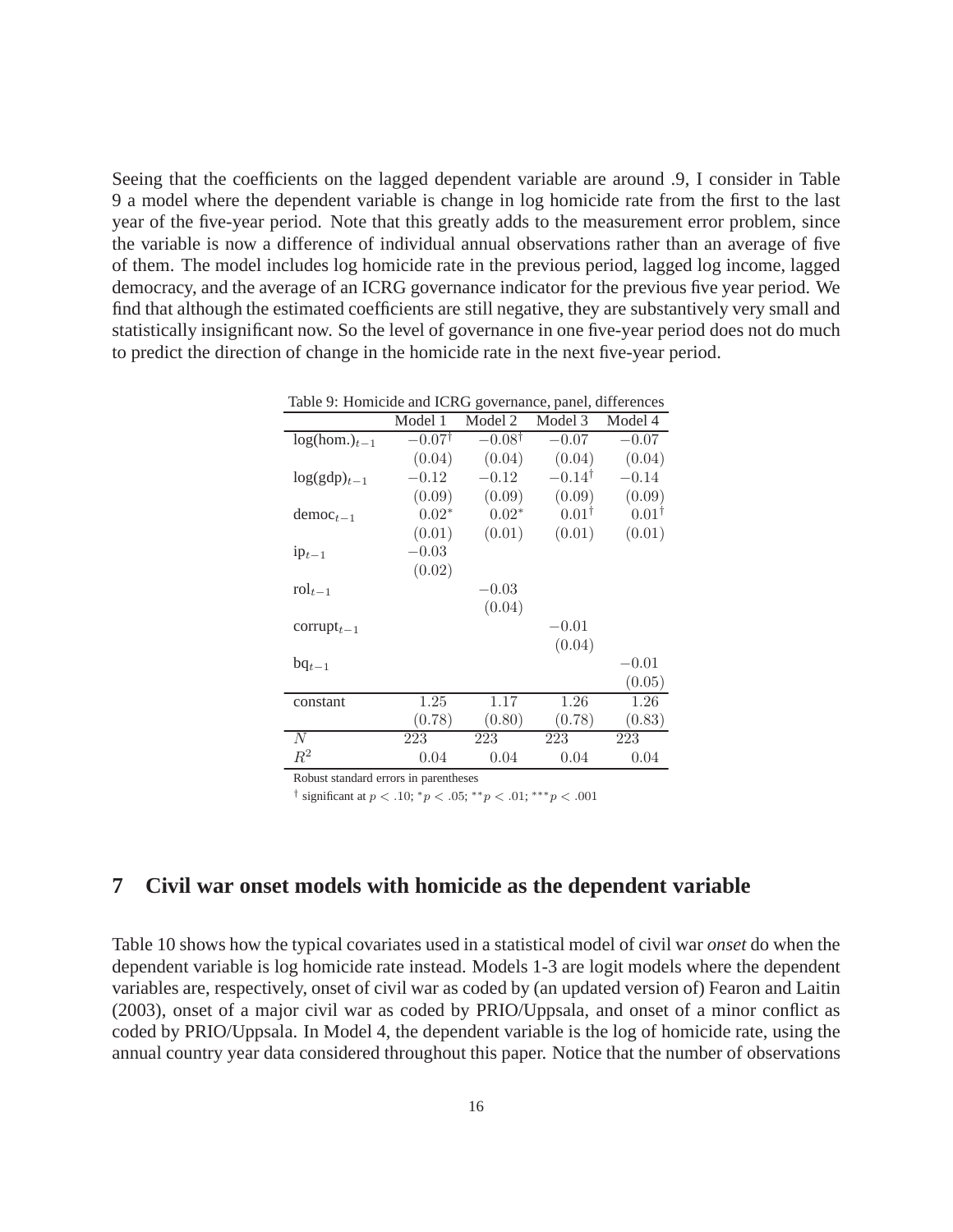Seeing that the coefficients on the lagged dependent variable are around .9, I consider in Table 9 a model where the dependent variable is change in log homicide rate from the first to the last year of the five-year period. Note that this greatly adds to the measurement error problem, since the variable is now a difference of individual annual observations rather than an average of five of them. The model includes log homicide rate in the previous period, lagged log income, lagged democracy, and the average of an ICRG governance indicator for the previous five year period. We find that although the estimated coefficients are still negative, they are substantively very small and statistically insignificant now. So the level of governance in one five-year period does not do much to predict the direction of change in the homicide rate in the next five-year period.

Table 9: Homicide and ICRG governance, panel, differences

| | Model 1 | Model 2 | Model 3 | Model 4 |
|---|---|---|---|---|
| $\log(\text{hom.})_{t-1}$ | $-0.07^{\dagger}$ | $-0.08^{\dagger}$ | $-0.07$ | $-0.07$ |
| | $(0.04)$ | $(0.04)$ | $(0.04)$ | $(0.04)$ |
| $\log(\text{gdp})_{t-1}$ | $-0.12$ | $-0.12$ | $-0.14^{\dagger}$ | $-0.14$ |
| | $(0.09)$ | $(0.09)$ | $(0.09)$ | $(0.09)$ |
| $\text{democ}_{t-1}$ | $0.02^{*}$ | $0.02^{*}$ | $0.01^{\dagger}$ | $0.01^{\dagger}$ |
| | $(0.01)$ | $(0.01)$ | $(0.01)$ | $(0.01)$ |
| $\text{ip}_{t-1}$ | $-0.03$ | | | |
| | $(0.02)$ | | | |
| $\text{rol}_{t-1}$ | | $-0.03$ | | |
| | | $(0.04)$ | | |
| $\text{corrupt}_{t-1}$ | | | $-0.01$ | |
| | | | $(0.04)$ | |
| $\text{bq}_{t-1}$ | | | | $-0.01$ |
| | | | | $(0.05)$ |
| constant | $1.25$ | $1.17$ | $1.26$ | $1.26$ |
| | $(0.78)$ | $(0.80)$ | $(0.78)$ | $(0.83)$ |
| $N$ | 223 | 223 | 223 | 223 |
| $R^2$ | $0.04$ | $0.04$ | $0.04$ | $0.04$ |

Robust standard errors in parentheses

$^{\dagger}$ significant at $p < .10$; $^{*}p < .05$; $^{**}p < .01$; $^{***}p < .001$

## 7 Civil war onset models with homicide as the dependent variable

Table 10 shows how the typical covariates used in a statistical model of civil war *onset* do when the dependent variable is log homicide rate instead. Models 1-3 are logit models where the dependent variables are, respectively, onset of civil war as coded by (an updated version of) Fearon and Laitin (2003), onset of a major civil war as coded by PRIO/Uppsala, and onset of a minor conflict as coded by PRIO/Uppsala. In Model 4, the dependent variable is the log of homicide rate, using the annual country year data considered throughout this paper. Notice that the number of observations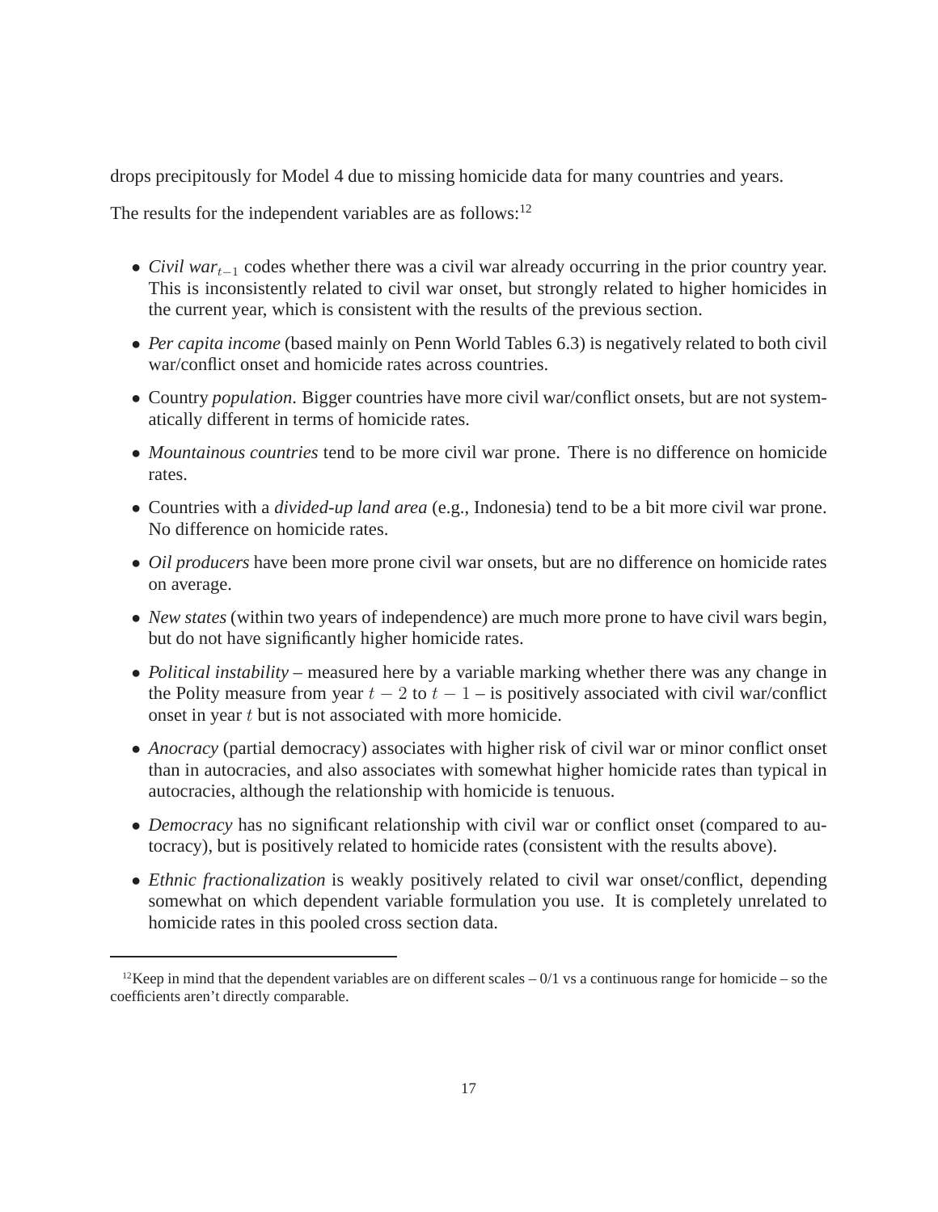drops precipitously for Model 4 due to missing homicide data for many countries and years.

The results for the independent variables are as follows:[12]

- *Civil war*$_{t-1}$ codes whether there was a civil war already occurring in the prior country year. This is inconsistently related to civil war onset, but strongly related to higher homicides in the current year, which is consistent with the results of the previous section.
- *Per capita income* (based mainly on Penn World Tables 6.3) is negatively related to both civil war/conflict onset and homicide rates across countries.
- Country *population*. Bigger countries have more civil war/conflict onsets, but are not systematically different in terms of homicide rates.
- *Mountainous countries* tend to be more civil war prone. There is no difference on homicide rates.
- Countries with a *divided-up land area* (e.g., Indonesia) tend to be a bit more civil war prone. No difference on homicide rates.
- *Oil producers* have been more prone civil war onsets, but are no difference on homicide rates on average.
- *New states* (within two years of independence) are much more prone to have civil wars begin, but do not have significantly higher homicide rates.
- *Political instability* – measured here by a variable marking whether there was any change in the Polity measure from year $t-2$ to $t-1$ – is positively associated with civil war/conflict onset in year $t$ but is not associated with more homicide.
- *Anocracy* (partial democracy) associates with higher risk of civil war or minor conflict onset than in autocracies, and also associates with somewhat higher homicide rates than typical in autocracies, although the relationship with homicide is tenuous.
- *Democracy* has no significant relationship with civil war or conflict onset (compared to autocracy), but is positively related to homicide rates (consistent with the results above).
- *Ethnic fractionalization* is weakly positively related to civil war onset/conflict, depending somewhat on which dependent variable formulation you use. It is completely unrelated to homicide rates in this pooled cross section data.

[12] Keep in mind that the dependent variables are on different scales – 0/1 vs a continuous range for homicide – so the coefficients aren't directly comparable.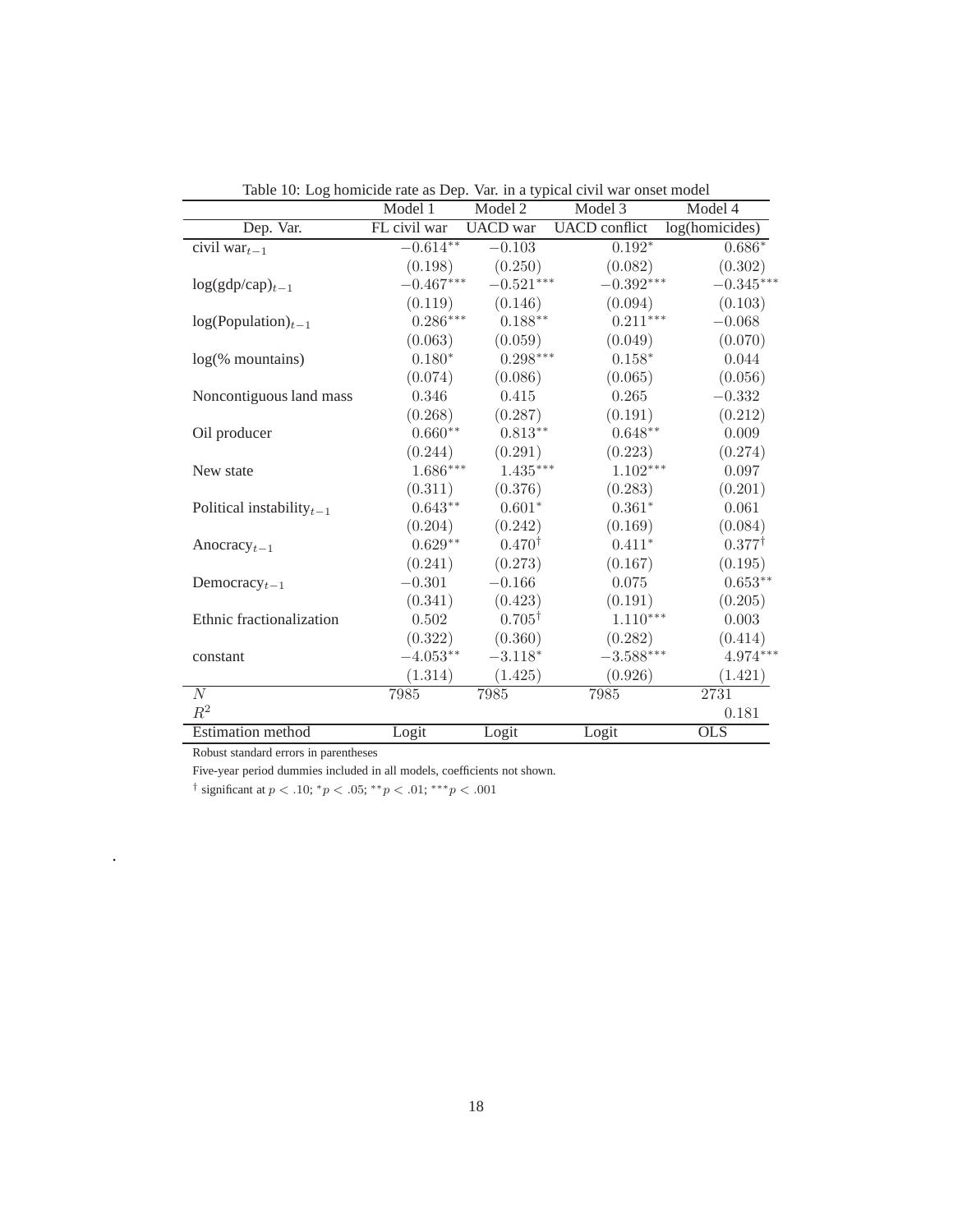Table 10: Log homicide rate as Dep. Var. in a typical civil war onset model

| | Model 1 | Model 2 | Model 3 | Model 4 |
|---|---|---|---|---|
| Dep. Var. | FL civil war | UACD war | UACD conflict | log(homicides) |
| civil war$_{t-1}$ | $-0.614^{**}$ | $-0.103$ | $0.192^{*}$ | $0.686^{*}$ |
| | $(0.198)$ | $(0.250)$ | $(0.082)$ | $(0.302)$ |
| log(gdp/cap)$_{t-1}$ | $-0.467^{***}$ | $-0.521^{***}$ | $-0.392^{***}$ | $-0.345^{***}$ |
| | $(0.119)$ | $(0.146)$ | $(0.094)$ | $(0.103)$ |
| log(Population)$_{t-1}$ | $0.286^{***}$ | $0.188^{**}$ | $0.211^{***}$ | $-0.068$ |
| | $(0.063)$ | $(0.059)$ | $(0.049)$ | $(0.070)$ |
| log(% mountains) | $0.180^{*}$ | $0.298^{***}$ | $0.158^{*}$ | $0.044$ |
| | $(0.074)$ | $(0.086)$ | $(0.065)$ | $(0.056)$ |
| Noncontiguous land mass | $0.346$ | $0.415$ | $0.265$ | $-0.332$ |
| | $(0.268)$ | $(0.287)$ | $(0.191)$ | $(0.212)$ |
| Oil producer | $0.660^{**}$ | $0.813^{**}$ | $0.648^{**}$ | $0.009$ |
| | $(0.244)$ | $(0.291)$ | $(0.223)$ | $(0.274)$ |
| New state | $1.686^{***}$ | $1.435^{***}$ | $1.102^{***}$ | $0.097$ |
| | $(0.311)$ | $(0.376)$ | $(0.283)$ | $(0.201)$ |
| Political instability$_{t-1}$ | $0.643^{**}$ | $0.601^{*}$ | $0.361^{*}$ | $0.061$ |
| | $(0.204)$ | $(0.242)$ | $(0.169)$ | $(0.084)$ |
| Anocracy$_{t-1}$ | $0.629^{**}$ | $0.470^{\dagger}$ | $0.411^{*}$ | $0.377^{\dagger}$ |
| | $(0.241)$ | $(0.273)$ | $(0.167)$ | $(0.195)$ |
| Democracy$_{t-1}$ | $-0.301$ | $-0.166$ | $0.075$ | $0.653^{**}$ |
| | $(0.341)$ | $(0.423)$ | $(0.191)$ | $(0.205)$ |
| Ethnic fractionalization | $0.502$ | $0.705^{\dagger}$ | $1.110^{***}$ | $0.003$ |
| | $(0.322)$ | $(0.360)$ | $(0.282)$ | $(0.414)$ |
| constant | $-4.053^{**}$ | $-3.118^{*}$ | $-3.588^{***}$ | $4.974^{***}$ |
| | $(1.314)$ | $(1.425)$ | $(0.926)$ | $(1.421)$ |
| $N$ | 7985 | 7985 | 7985 | 2731 |
| $R^2$ | | | | $0.181$ |
| Estimation method | Logit | Logit | Logit | OLS |

Robust standard errors in parentheses

Five-year period dummies included in all models, coefficients not shown.

$^{\dagger}$ significant at $p < .10$; $^{*}p < .05$; $^{**}p < .01$; $^{***}p < .001$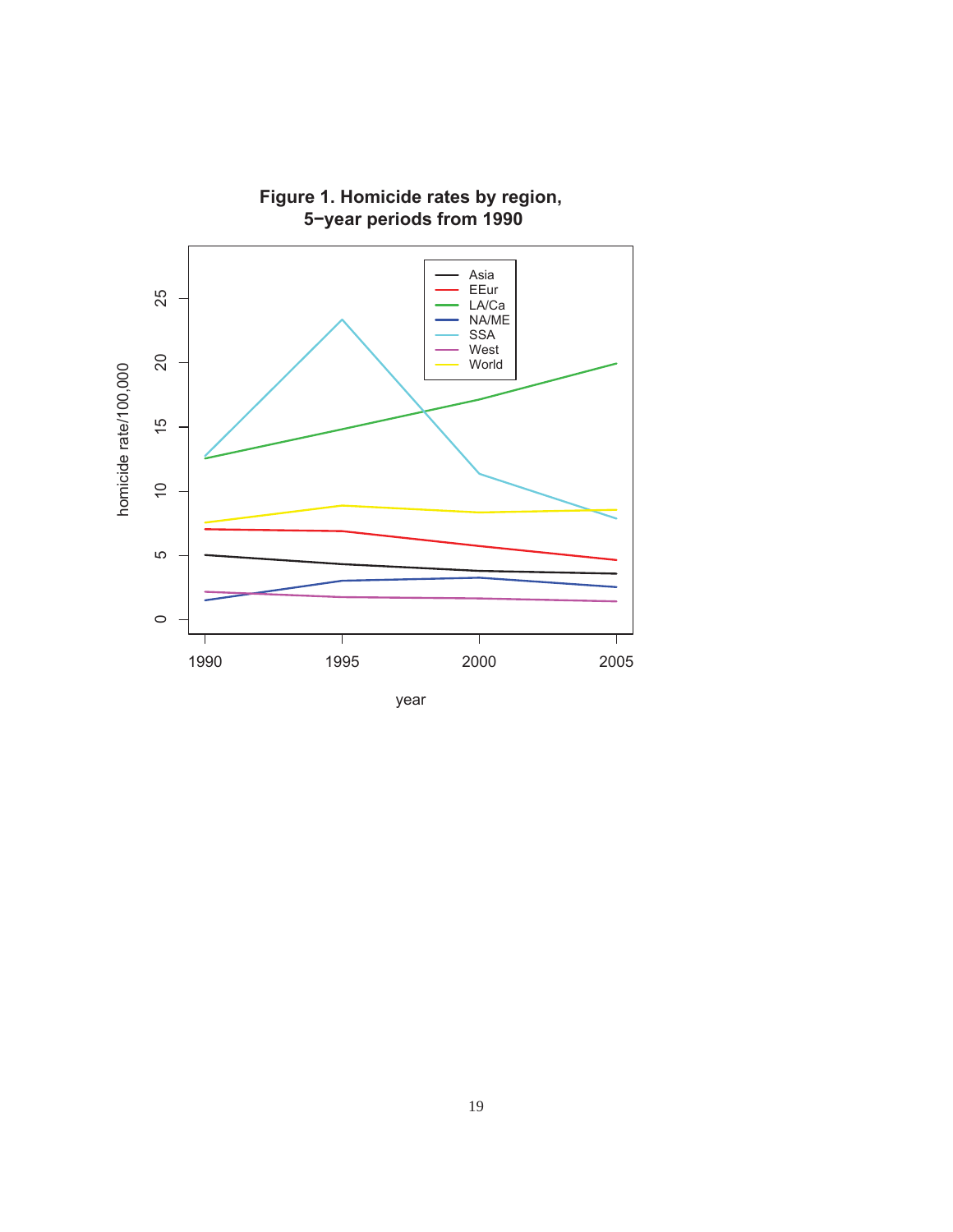**Figure 1. Homicide rates by region, 5−year periods from 1990**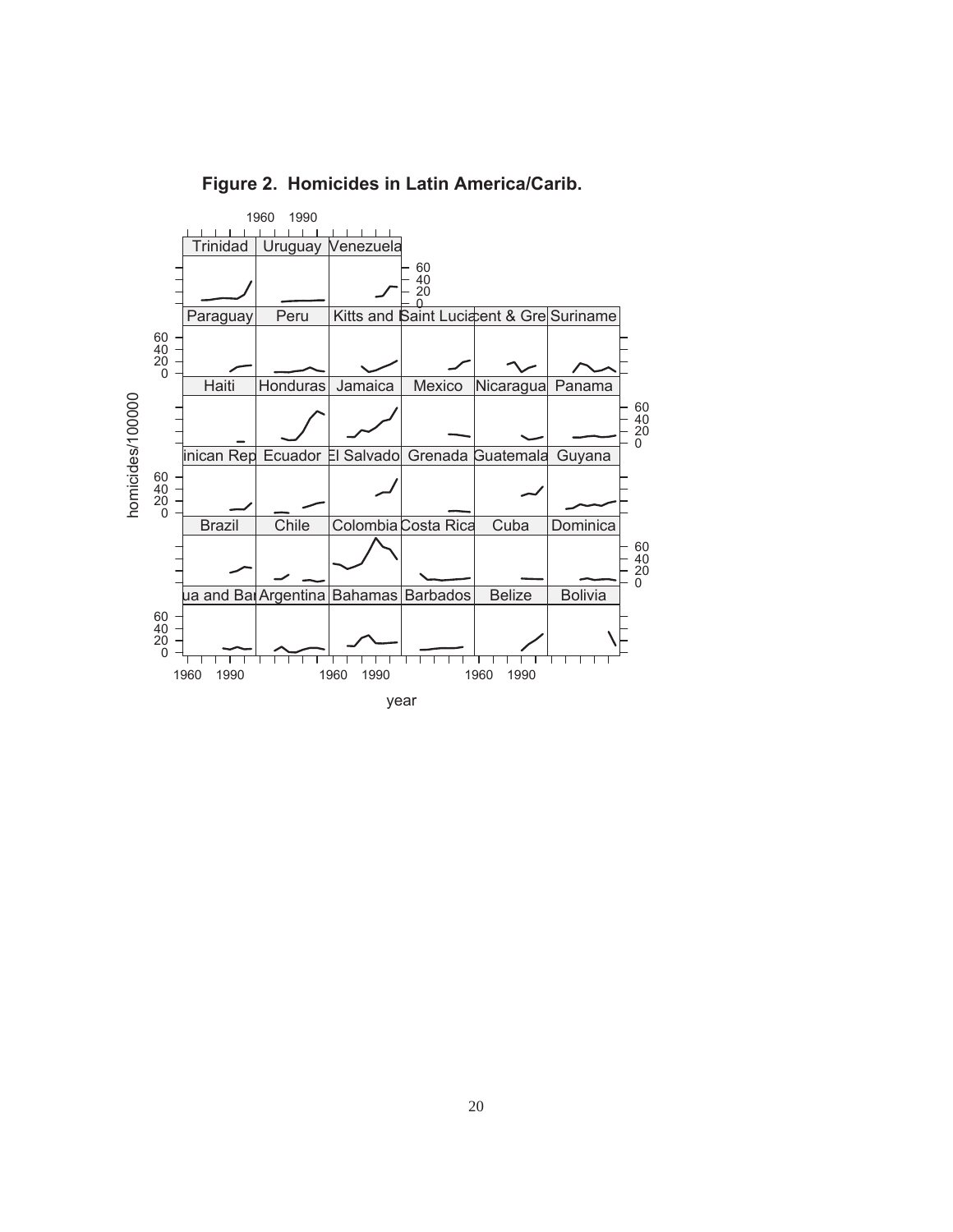**Figure 2. Homicides in Latin America/Carib.**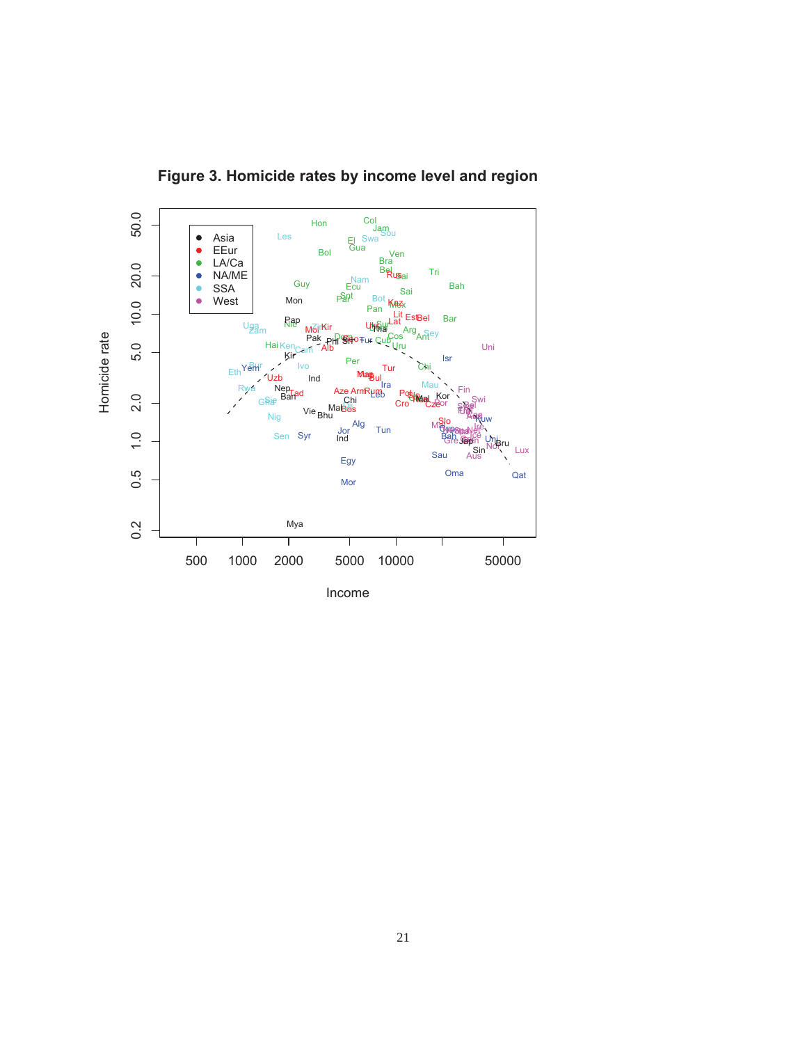**Figure 3. Homicide rates by income level and region**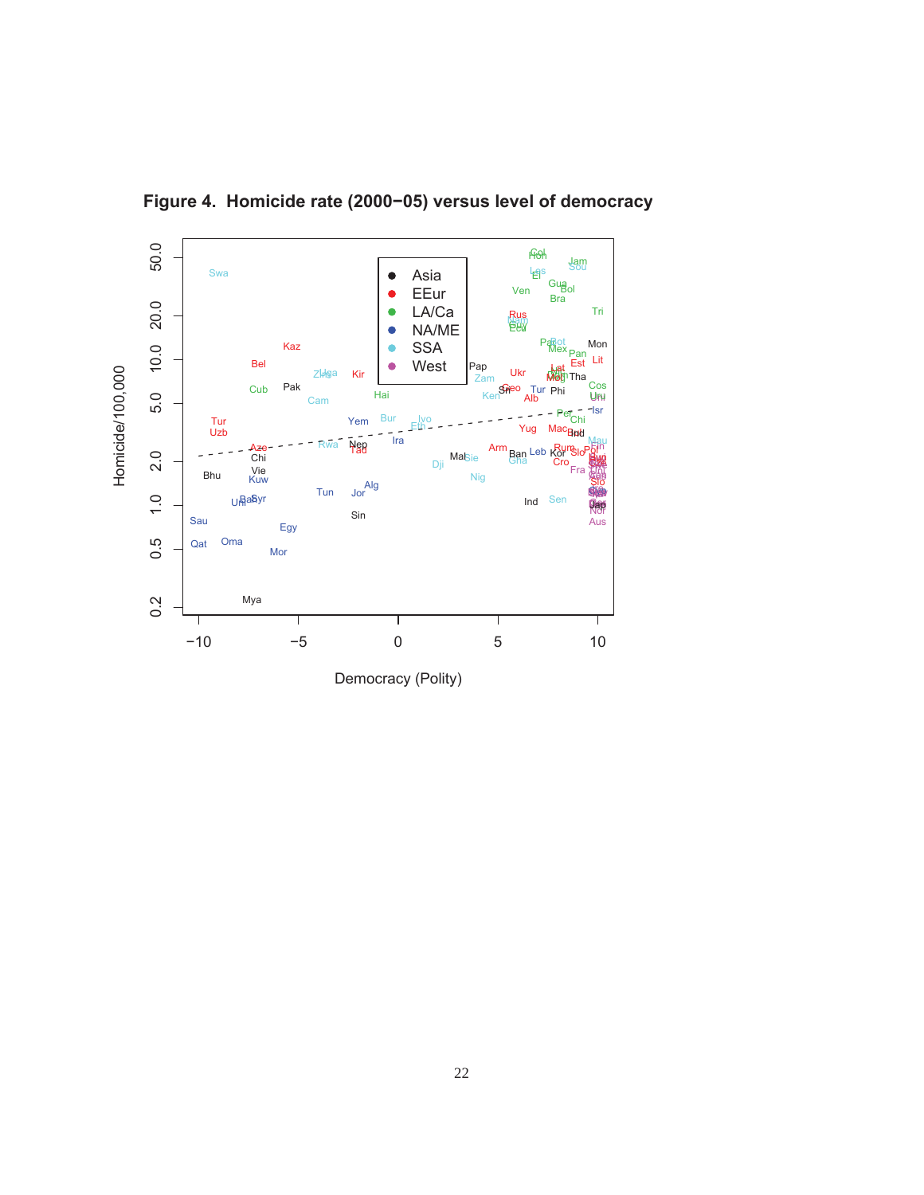**Figure 4. Homicide rate (2000−05) versus level of democracy**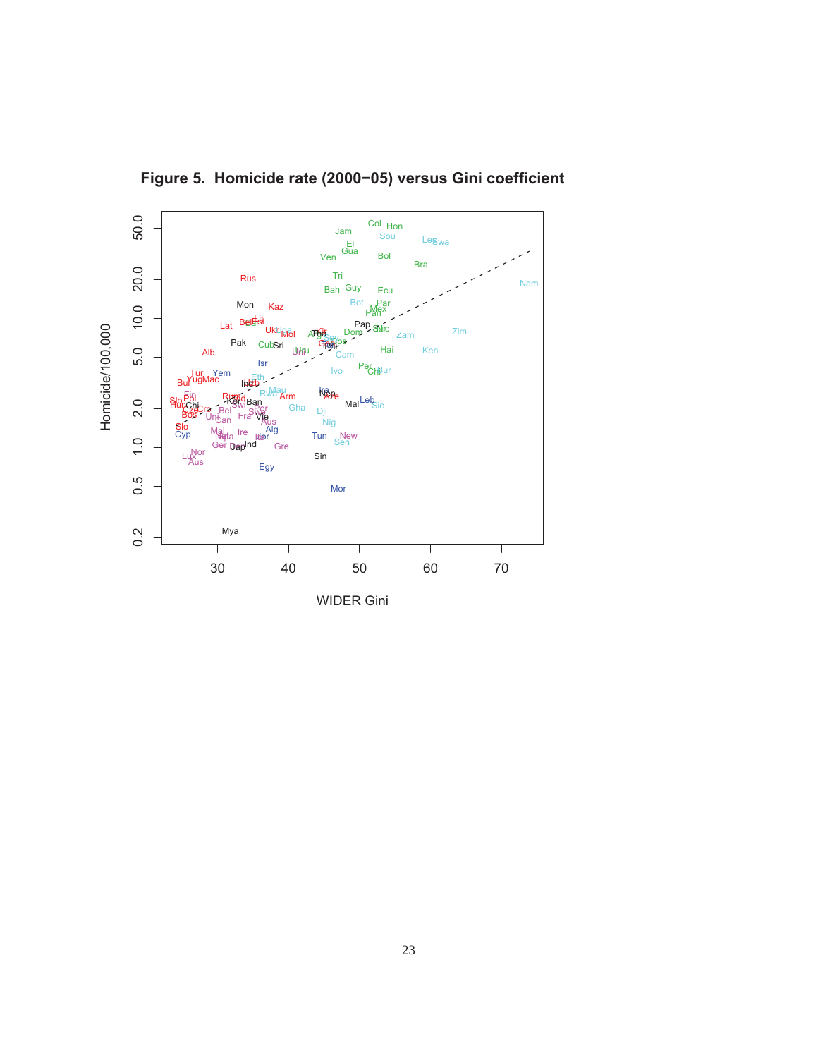**Figure 5. Homicide rate (2000−05) versus Gini coefficient**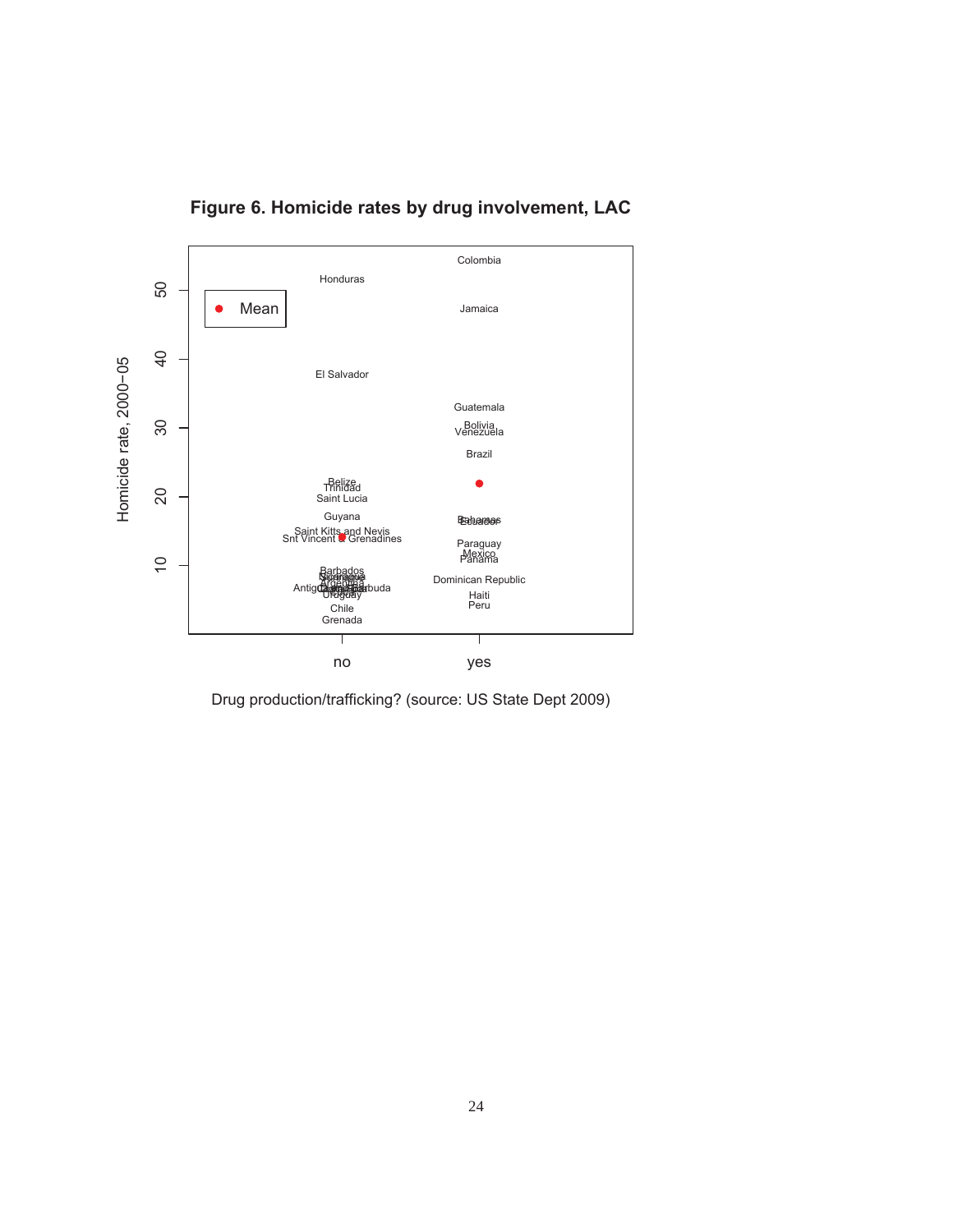**Figure 6. Homicide rates by drug involvement, LAC**

Homicide rate, 2000–05

Drug production/trafficking? (source: US State Dept 2009)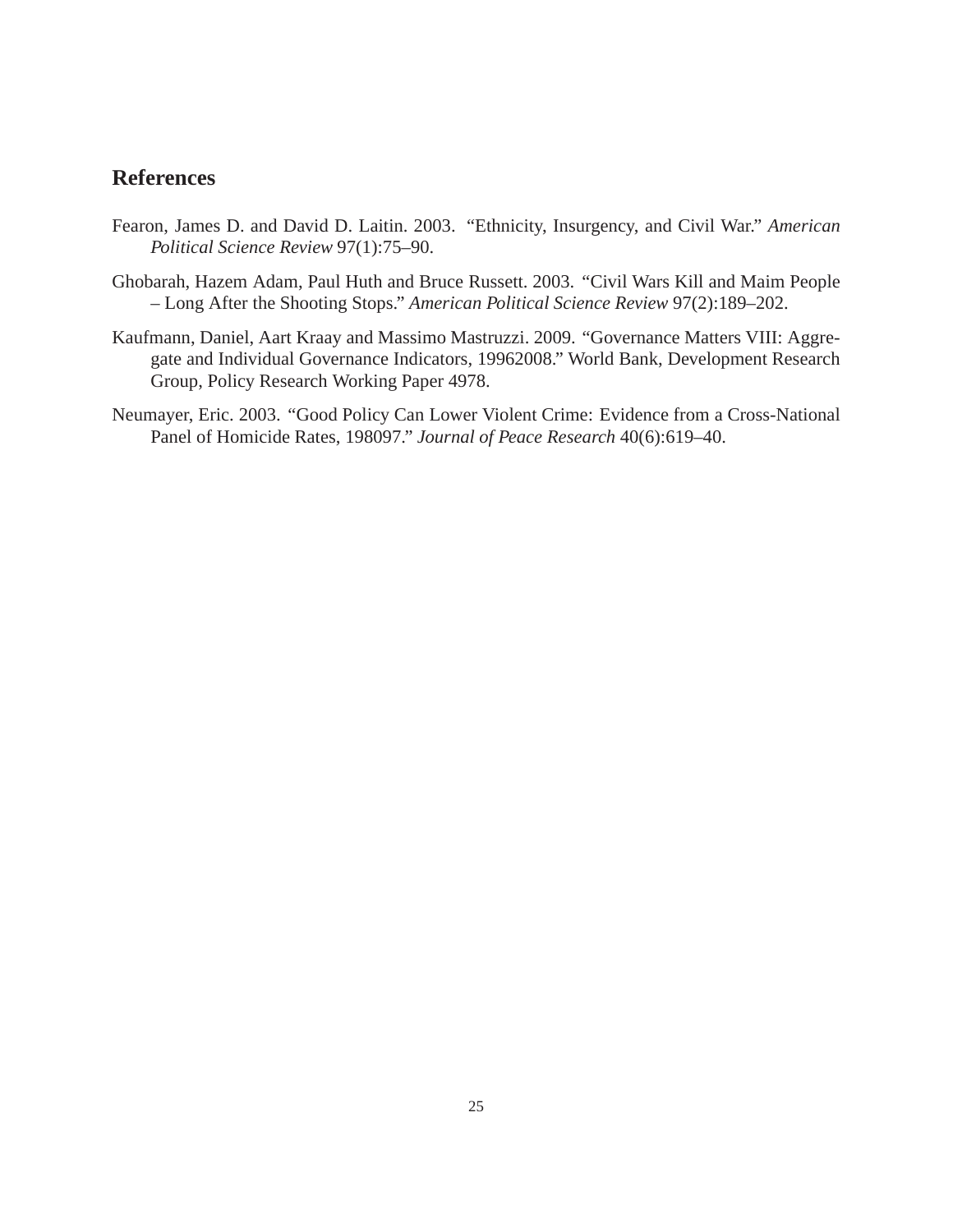## References

Fearon, James D. and David D. Laitin. 2003. "Ethnicity, Insurgency, and Civil War." *American Political Science Review* 97(1):75–90.

Ghobarah, Hazem Adam, Paul Huth and Bruce Russett. 2003. "Civil Wars Kill and Maim People – Long After the Shooting Stops." *American Political Science Review* 97(2):189–202.

Kaufmann, Daniel, Aart Kraay and Massimo Mastruzzi. 2009. "Governance Matters VIII: Aggregate and Individual Governance Indicators, 19962008." World Bank, Development Research Group, Policy Research Working Paper 4978.

Neumayer, Eric. 2003. "Good Policy Can Lower Violent Crime: Evidence from a Cross-National Panel of Homicide Rates, 198097." *Journal of Peace Research* 40(6):619–40.